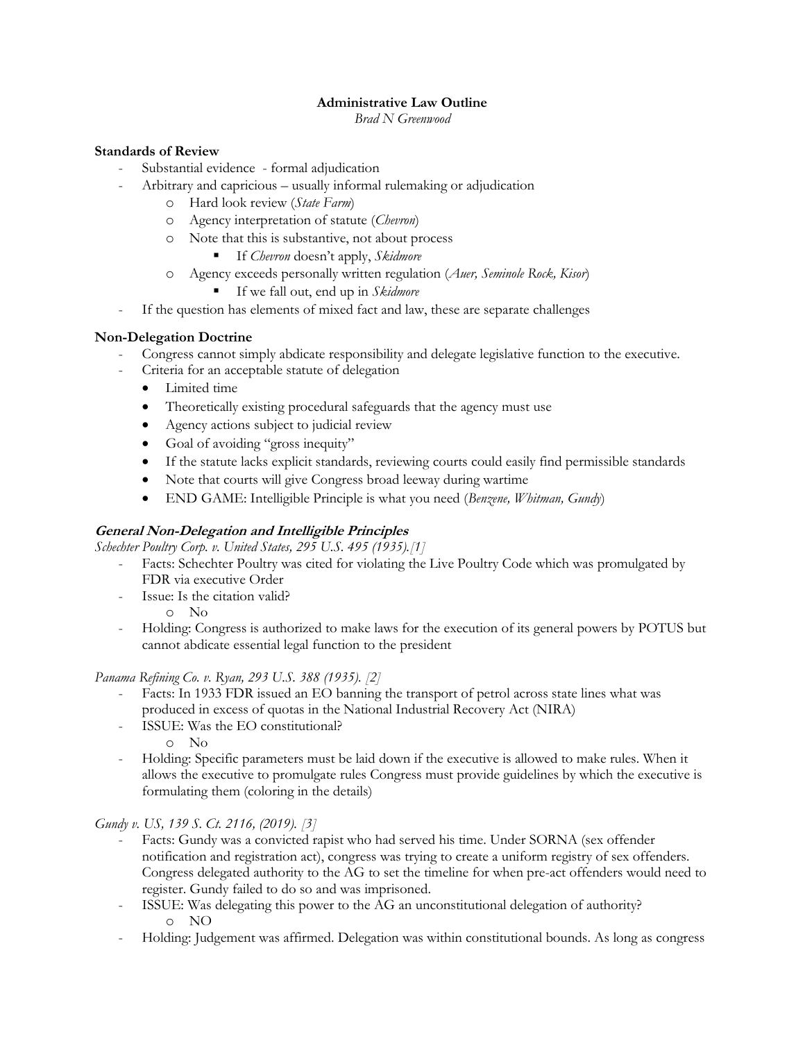**Administrative Law Outline**

*Brad N Greenwood*

**Standards of Review**

- Substantial evidence - formal adjudication
- Arbitrary and capricious – usually informal rulemaking or adjudication
  - Hard look review (*State Farm*)
  - Agency interpretation of statute (*Chevron*)
  - Note that this is substantive, not about process
    - If *Chevron* doesn't apply, *Skidmore*
  - Agency exceeds personally written regulation (*Auer, Seminole Rock, Kisor*)
    - If we fall out, end up in *Skidmore*
- If the question has elements of mixed fact and law, these are separate challenges

**Non-Delegation Doctrine**

- Congress cannot simply abdicate responsibility and delegate legislative function to the executive.
- Criteria for an acceptable statute of delegation
  - Limited time
  - Theoretically existing procedural safeguards that the agency must use
  - Agency actions subject to judicial review
  - Goal of avoiding "gross inequity"
  - If the statute lacks explicit standards, reviewing courts could easily find permissible standards
  - Note that courts will give Congress broad leeway during wartime
  - END GAME: Intelligible Principle is what you need (*Benzene, Whitman, Gundy*)

***General Non-Delegation and Intelligible Principles***

*Schechter Poultry Corp. v. United States, 295 U.S. 495 (1935).[1]*

- Facts: Schechter Poultry was cited for violating the Live Poultry Code which was promulgated by FDR via executive Order
- Issue: Is the citation valid?
  - No
- Holding: Congress is authorized to make laws for the execution of its general powers by POTUS but cannot abdicate essential legal function to the president

*Panama Refining Co. v. Ryan, 293 U.S. 388 (1935). [2]*

- Facts: In 1933 FDR issued an EO banning the transport of petrol across state lines what was produced in excess of quotas in the National Industrial Recovery Act (NIRA)
- ISSUE: Was the EO constitutional?
  - No
- Holding: Specific parameters must be laid down if the executive is allowed to make rules. When it allows the executive to promulgate rules Congress must provide guidelines by which the executive is formulating them (coloring in the details)

*Gundy v. US, 139 S. Ct. 2116, (2019). [3]*

- Facts: Gundy was a convicted rapist who had served his time. Under SORNA (sex offender notification and registration act), congress was trying to create a uniform registry of sex offenders. Congress delegated authority to the AG to set the timeline for when pre-act offenders would need to register. Gundy failed to do so and was imprisoned.
- ISSUE: Was delegating this power to the AG an unconstitutional delegation of authority?
  - NO
- Holding: Judgement was affirmed. Delegation was within constitutional bounds. As long as congress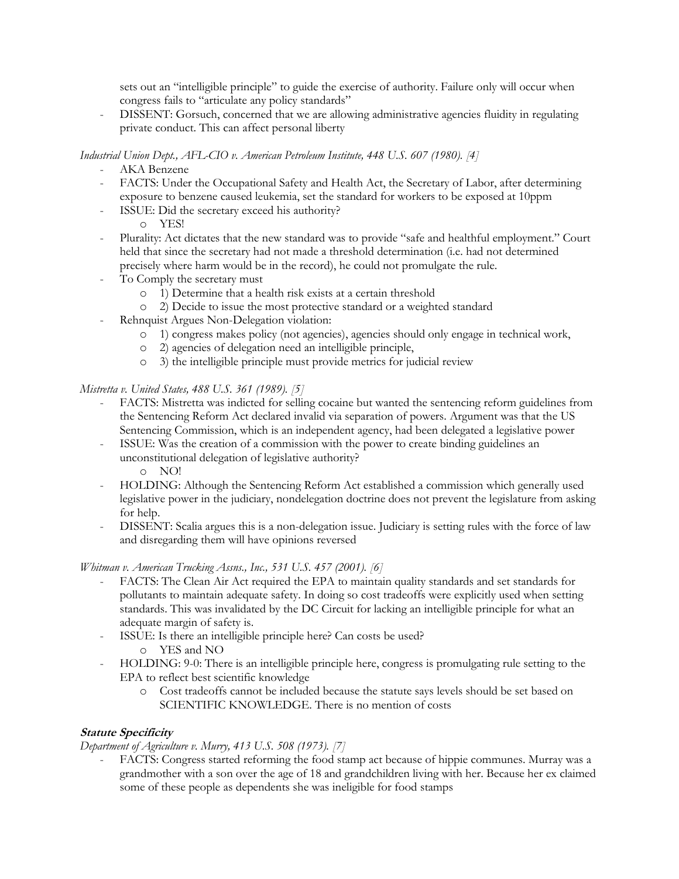sets out an "intelligible principle" to guide the exercise of authority. Failure only will occur when congress fails to "articulate any policy standards"
- DISSENT: Gorsuch, concerned that we are allowing administrative agencies fluidity in regulating private conduct. This can affect personal liberty

*Industrial Union Dept., AFL-CIO v. American Petroleum Institute, 448 U.S. 607 (1980). [4]*

- AKA Benzene
- FACTS: Under the Occupational Safety and Health Act, the Secretary of Labor, after determining exposure to benzene caused leukemia, set the standard for workers to be exposed at 10ppm
- ISSUE: Did the secretary exceed his authority?
  - YES!
- Plurality: Act dictates that the new standard was to provide "safe and healthful employment." Court held that since the secretary had not made a threshold determination (i.e. had not determined precisely where harm would be in the record), he could not promulgate the rule.
- To Comply the secretary must
  - 1) Determine that a health risk exists at a certain threshold
  - 2) Decide to issue the most protective standard or a weighted standard
- Rehnquist Argues Non-Delegation violation:
  - 1) congress makes policy (not agencies), agencies should only engage in technical work,
  - 2) agencies of delegation need an intelligible principle,
  - 3) the intelligible principle must provide metrics for judicial review

*Mistretta v. United States, 488 U.S. 361 (1989). [5]*

- FACTS: Mistretta was indicted for selling cocaine but wanted the sentencing reform guidelines from the Sentencing Reform Act declared invalid via separation of powers. Argument was that the US Sentencing Commission, which is an independent agency, had been delegated a legislative power
- ISSUE: Was the creation of a commission with the power to create binding guidelines an unconstitutional delegation of legislative authority?
  - NO!
- HOLDING: Although the Sentencing Reform Act established a commission which generally used legislative power in the judiciary, nondelegation doctrine does not prevent the legislature from asking for help.
- DISSENT: Scalia argues this is a non-delegation issue. Judiciary is setting rules with the force of law and disregarding them will have opinions reversed

*Whitman v. American Trucking Assns., Inc., 531 U.S. 457 (2001). [6]*

- FACTS: The Clean Air Act required the EPA to maintain quality standards and set standards for pollutants to maintain adequate safety. In doing so cost tradeoffs were explicitly used when setting standards. This was invalidated by the DC Circuit for lacking an intelligible principle for what an adequate margin of safety is.
- ISSUE: Is there an intelligible principle here? Can costs be used?
  - YES and NO
- HOLDING: 9-0: There is an intelligible principle here, congress is promulgating rule setting to the EPA to reflect best scientific knowledge
  - Cost tradeoffs cannot be included because the statute says levels should be set based on SCIENTIFIC KNOWLEDGE. There is no mention of costs

***Statute Specificity***

*Department of Agriculture v. Murry, 413 U.S. 508 (1973). [7]*

- FACTS: Congress started reforming the food stamp act because of hippie communes. Murray was a grandmother with a son over the age of 18 and grandchildren living with her. Because her ex claimed some of these people as dependents she was ineligible for food stamps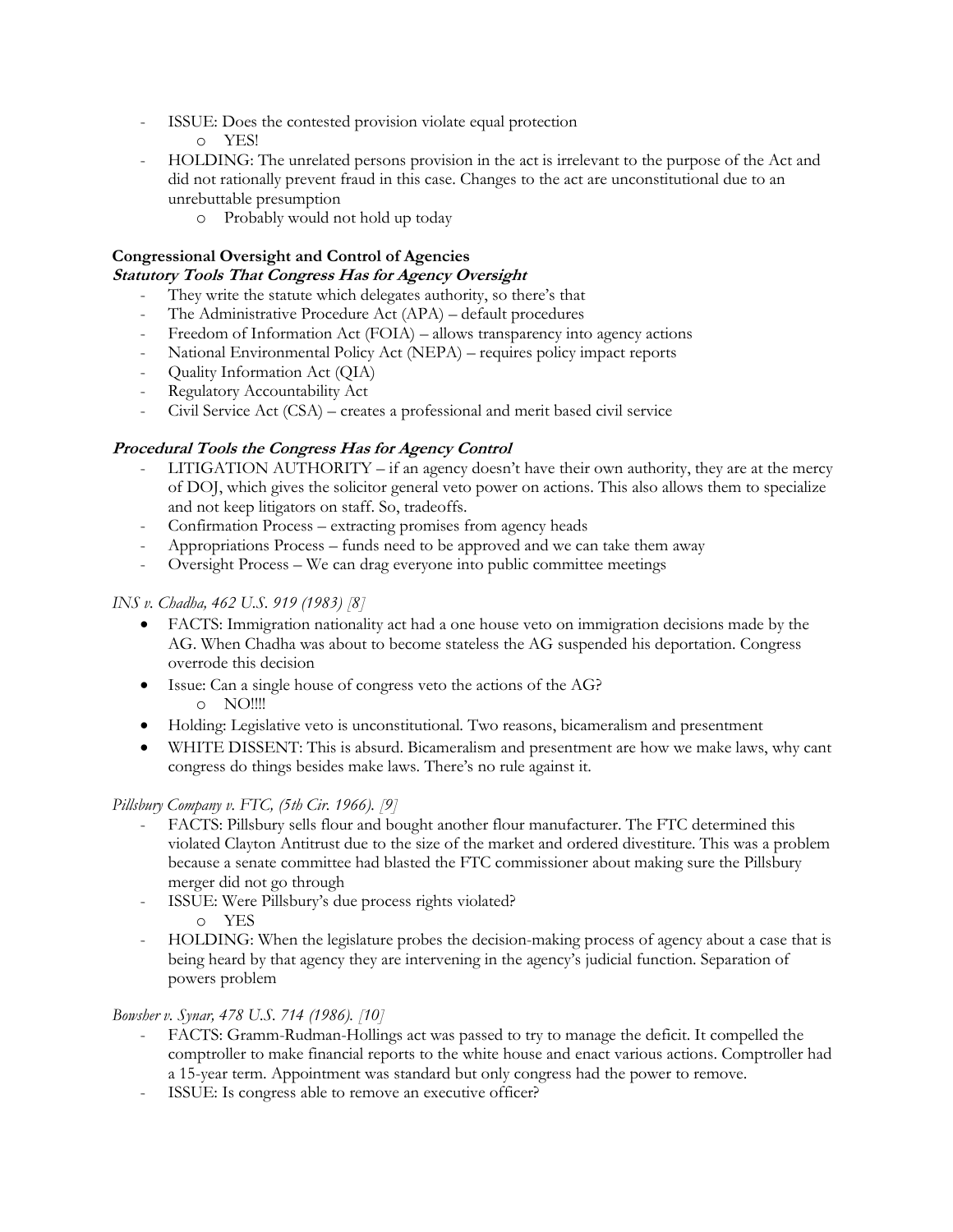- ISSUE: Does the contested provision violate equal protection
    - YES!
- HOLDING: The unrelated persons provision in the act is irrelevant to the purpose of the Act and did not rationally prevent fraud in this case. Changes to the act are unconstitutional due to an unrebuttable presumption
    - Probably would not hold up today

**Congressional Oversight and Control of Agencies**

***Statutory Tools That Congress Has for Agency Oversight***

- They write the statute which delegates authority, so there's that
- The Administrative Procedure Act (APA) – default procedures
- Freedom of Information Act (FOIA) – allows transparency into agency actions
- National Environmental Policy Act (NEPA) – requires policy impact reports
- Quality Information Act (QIA)
- Regulatory Accountability Act
- Civil Service Act (CSA) – creates a professional and merit based civil service

***Procedural Tools the Congress Has for Agency Control***

- LITIGATION AUTHORITY – if an agency doesn't have their own authority, they are at the mercy of DOJ, which gives the solicitor general veto power on actions. This also allows them to specialize and not keep litigators on staff. So, tradeoffs.
- Confirmation Process – extracting promises from agency heads
- Appropriations Process – funds need to be approved and we can take them away
- Oversight Process – We can drag everyone into public committee meetings

*INS v. Chadha, 462 U.S. 919 (1983) [8]*

- FACTS: Immigration nationality act had a one house veto on immigration decisions made by the AG. When Chadha was about to become stateless the AG suspended his deportation. Congress overrode this decision
- Issue: Can a single house of congress veto the actions of the AG?
    - NO!!!!
- Holding: Legislative veto is unconstitutional. Two reasons, bicameralism and presentment
- WHITE DISSENT: This is absurd. Bicameralism and presentment are how we make laws, why cant congress do things besides make laws. There's no rule against it.

*Pillsbury Company v. FTC, (5th Cir. 1966). [9]*

- FACTS: Pillsbury sells flour and bought another flour manufacturer. The FTC determined this violated Clayton Antitrust due to the size of the market and ordered divestiture. This was a problem because a senate committee had blasted the FTC commissioner about making sure the Pillsbury merger did not go through
- ISSUE: Were Pillsbury's due process rights violated?
    - YES
- HOLDING: When the legislature probes the decision-making process of agency about a case that is being heard by that agency they are intervening in the agency's judicial function. Separation of powers problem

*Bowsher v. Synar, 478 U.S. 714 (1986). [10]*

- FACTS: Gramm-Rudman-Hollings act was passed to try to manage the deficit. It compelled the comptroller to make financial reports to the white house and enact various actions. Comptroller had a 15-year term. Appointment was standard but only congress had the power to remove.
- ISSUE: Is congress able to remove an executive officer?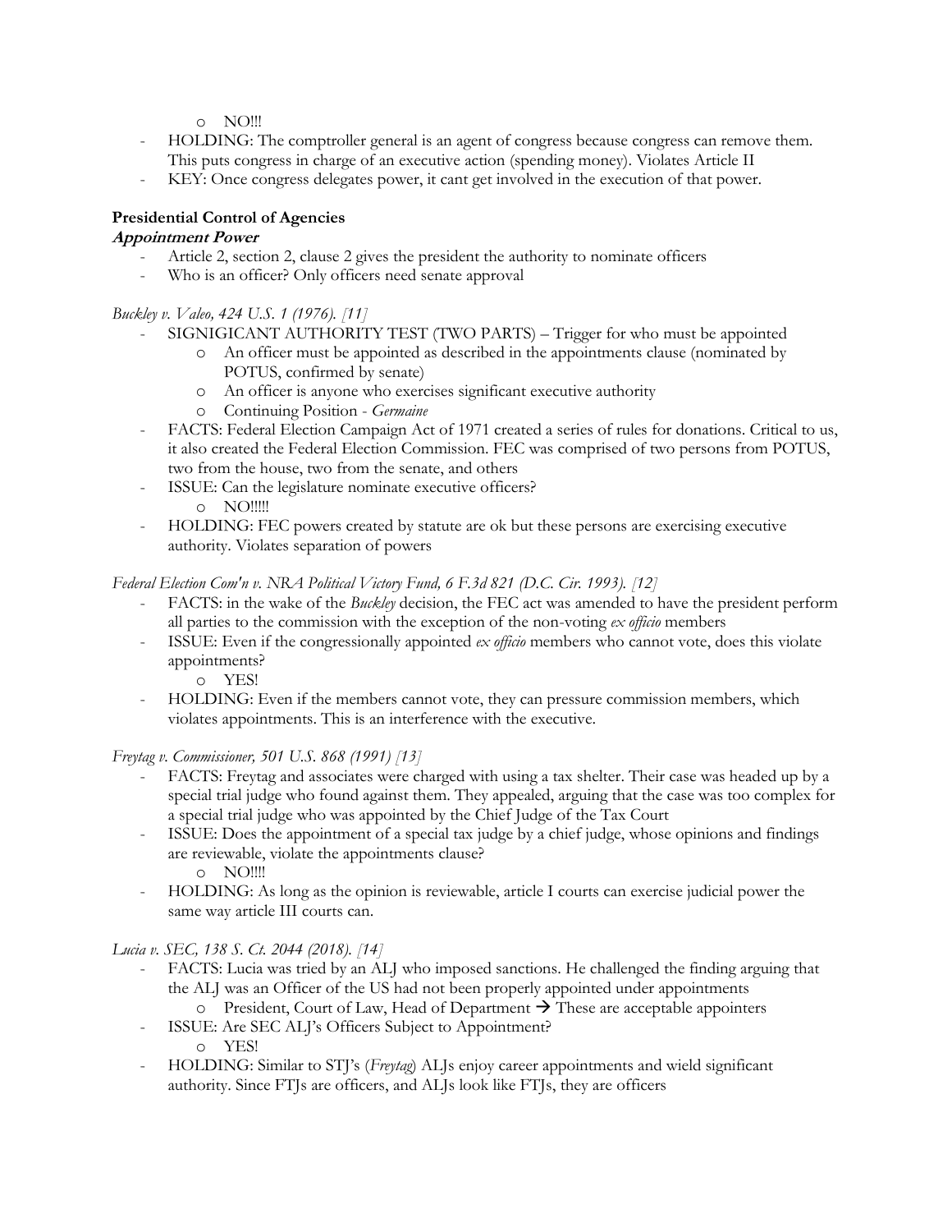- NO!!!
- HOLDING: The comptroller general is an agent of congress because congress can remove them. This puts congress in charge of an executive action (spending money). Violates Article II
- KEY: Once congress delegates power, it cant get involved in the execution of that power.

**Presidential Control of Agencies**

***Appointment Power***

- Article 2, section 2, clause 2 gives the president the authority to nominate officers
- Who is an officer? Only officers need senate approval

*Buckley v. Valeo, 424 U.S. 1 (1976). [11]*

- SIGNIGICANT AUTHORITY TEST (TWO PARTS) – Trigger for who must be appointed
  - An officer must be appointed as described in the appointments clause (nominated by POTUS, confirmed by senate)
  - An officer is anyone who exercises significant executive authority
  - Continuing Position - *Germaine*
- FACTS: Federal Election Campaign Act of 1971 created a series of rules for donations. Critical to us, it also created the Federal Election Commission. FEC was comprised of two persons from POTUS, two from the house, two from the senate, and others
- ISSUE: Can the legislature nominate executive officers?
  - NO!!!!!
- HOLDING: FEC powers created by statute are ok but these persons are exercising executive authority. Violates separation of powers

*Federal Election Com'n v. NRA Political Victory Fund, 6 F.3d 821 (D.C. Cir. 1993). [12]*

- FACTS: in the wake of the *Buckley* decision, the FEC act was amended to have the president perform all parties to the commission with the exception of the non-voting *ex officio* members
- ISSUE: Even if the congressionally appointed *ex officio* members who cannot vote, does this violate appointments?
  - YES!
- HOLDING: Even if the members cannot vote, they can pressure commission members, which violates appointments. This is an interference with the executive.

*Freytag v. Commissioner, 501 U.S. 868 (1991) [13]*

- FACTS: Freytag and associates were charged with using a tax shelter. Their case was headed up by a special trial judge who found against them. They appealed, arguing that the case was too complex for a special trial judge who was appointed by the Chief Judge of the Tax Court
- ISSUE: Does the appointment of a special tax judge by a chief judge, whose opinions and findings are reviewable, violate the appointments clause?
  - NO!!!!
- HOLDING: As long as the opinion is reviewable, article I courts can exercise judicial power the same way article III courts can.

*Lucia v. SEC, 138 S. Ct. 2044 (2018). [14]*

- FACTS: Lucia was tried by an ALJ who imposed sanctions. He challenged the finding arguing that the ALJ was an Officer of the US had not been properly appointed under appointments
  - President, Court of Law, Head of Department → These are acceptable appointers
- ISSUE: Are SEC ALJ's Officers Subject to Appointment?
  - YES!
- HOLDING: Similar to STJ's (*Freytag*) ALJs enjoy career appointments and wield significant authority. Since FTJs are officers, and ALJs look like FTJs, they are officers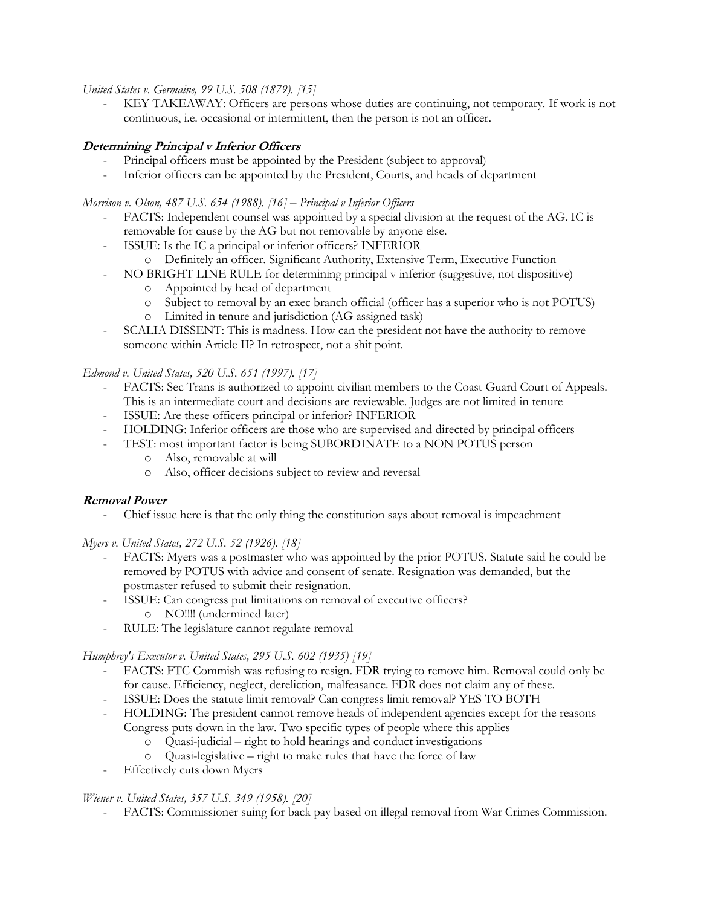*United States v. Germaine, 99 U.S. 508 (1879). [15]*

- KEY TAKEAWAY: Officers are persons whose duties are continuing, not temporary. If work is not continuous, i.e. occasional or intermittent, then the person is not an officer.

### **Determining Principal v Inferior Officers**

- Principal officers must be appointed by the President (subject to approval)
- Inferior officers can be appointed by the President, Courts, and heads of department

*Morrison v. Olson, 487 U.S. 654 (1988). [16] – Principal v Inferior Officers*

- FACTS: Independent counsel was appointed by a special division at the request of the AG. IC is removable for cause by the AG but not removable by anyone else.
- ISSUE: Is the IC a principal or inferior officers? INFERIOR
  - Definitely an officer. Significant Authority, Extensive Term, Executive Function
- NO BRIGHT LINE RULE for determining principal v inferior (suggestive, not dispositive)
  - Appointed by head of department
  - Subject to removal by an exec branch official (officer has a superior who is not POTUS)
  - Limited in tenure and jurisdiction (AG assigned task)
- SCALIA DISSENT: This is madness. How can the president not have the authority to remove someone within Article II? In retrospect, not a shit point.

*Edmond v. United States, 520 U.S. 651 (1997). [17]*

- FACTS: Sec Trans is authorized to appoint civilian members to the Coast Guard Court of Appeals. This is an intermediate court and decisions are reviewable. Judges are not limited in tenure
- ISSUE: Are these officers principal or inferior? INFERIOR
- HOLDING: Inferior officers are those who are supervised and directed by principal officers
- TEST: most important factor is being SUBORDINATE to a NON POTUS person
  - Also, removable at will
  - Also, officer decisions subject to review and reversal

### **Removal Power**

- Chief issue here is that the only thing the constitution says about removal is impeachment

*Myers v. United States, 272 U.S. 52 (1926). [18]*

- FACTS: Myers was a postmaster who was appointed by the prior POTUS. Statute said he could be removed by POTUS with advice and consent of senate. Resignation was demanded, but the postmaster refused to submit their resignation.
- ISSUE: Can congress put limitations on removal of executive officers?
  - NO!!!! (undermined later)
- RULE: The legislature cannot regulate removal

*Humphrey's Executor v. United States, 295 U.S. 602 (1935) [19]*

- FACTS: FTC Commish was refusing to resign. FDR trying to remove him. Removal could only be for cause. Efficiency, neglect, dereliction, malfeasance. FDR does not claim any of these.
- ISSUE: Does the statute limit removal? Can congress limit removal? YES TO BOTH
- HOLDING: The president cannot remove heads of independent agencies except for the reasons Congress puts down in the law. Two specific types of people where this applies
  - Quasi-judicial – right to hold hearings and conduct investigations
  - Quasi-legislative – right to make rules that have the force of law
- Effectively cuts down Myers

*Wiener v. United States, 357 U.S. 349 (1958). [20]*

- FACTS: Commissioner suing for back pay based on illegal removal from War Crimes Commission.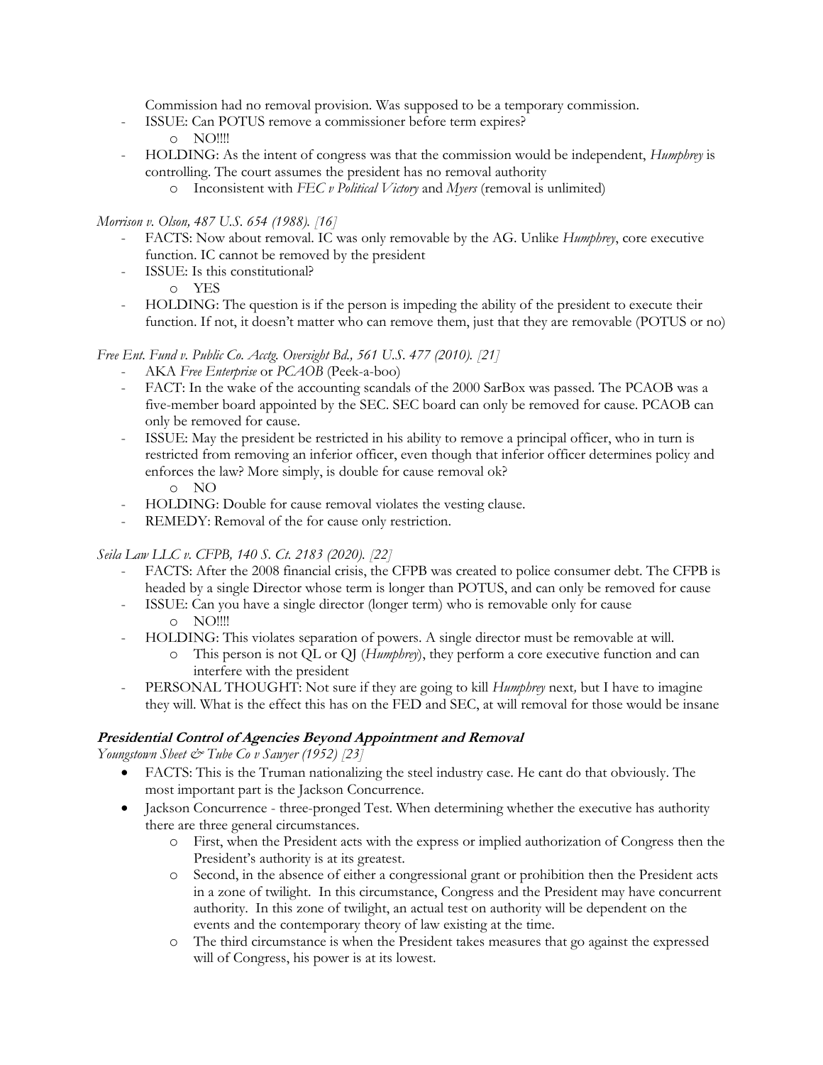Commission had no removal provision. Was supposed to be a temporary commission.

- ISSUE: Can POTUS remove a commissioner before term expires?
  - NO!!!!
- HOLDING: As the intent of congress was that the commission would be independent, *Humphrey* is controlling. The court assumes the president has no removal authority
  - Inconsistent with *FEC v Political Victory* and *Myers* (removal is unlimited)

*Morrison v. Olson, 487 U.S. 654 (1988). [16]*

- FACTS: Now about removal. IC was only removable by the AG. Unlike *Humphrey*, core executive function. IC cannot be removed by the president
- ISSUE: Is this constitutional?
  - YES
- HOLDING: The question is if the person is impeding the ability of the president to execute their function. If not, it doesn't matter who can remove them, just that they are removable (POTUS or no)

*Free Ent. Fund v. Public Co. Acctg. Oversight Bd., 561 U.S. 477 (2010). [21]*

- AKA *Free Enterprise* or *PCAOB* (Peek-a-boo)
- FACT: In the wake of the accounting scandals of the 2000 SarBox was passed. The PCAOB was a five-member board appointed by the SEC. SEC board can only be removed for cause. PCAOB can only be removed for cause.
- ISSUE: May the president be restricted in his ability to remove a principal officer, who in turn is restricted from removing an inferior officer, even though that inferior officer determines policy and enforces the law? More simply, is double for cause removal ok?
  - NO
- HOLDING: Double for cause removal violates the vesting clause.
- REMEDY: Removal of the for cause only restriction.

*Seila Law LLC v. CFPB, 140 S. Ct. 2183 (2020). [22]*

- FACTS: After the 2008 financial crisis, the CFPB was created to police consumer debt. The CFPB is headed by a single Director whose term is longer than POTUS, and can only be removed for cause
- ISSUE: Can you have a single director (longer term) who is removable only for cause
  - NO!!!!
- HOLDING: This violates separation of powers. A single director must be removable at will.
  - This person is not QL or QJ (*Humphrey*), they perform a core executive function and can interfere with the president
- PERSONAL THOUGHT: Not sure if they are going to kill *Humphrey* next, but I have to imagine they will. What is the effect this has on the FED and SEC, at will removal for those would be insane

### Presidential Control of Agencies Beyond Appointment and Removal

*Youngstown Sheet & Tube Co v Sawyer (1952) [23]*

- FACTS: This is the Truman nationalizing the steel industry case. He cant do that obviously. The most important part is the Jackson Concurrence.
- Jackson Concurrence - three-pronged Test. When determining whether the executive has authority there are three general circumstances.
  - First, when the President acts with the express or implied authorization of Congress then the President's authority is at its greatest.
  - Second, in the absence of either a congressional grant or prohibition then the President acts in a zone of twilight. In this circumstance, Congress and the President may have concurrent authority. In this zone of twilight, an actual test on authority will be dependent on the events and the contemporary theory of law existing at the time.
  - The third circumstance is when the President takes measures that go against the expressed will of Congress, his power is at its lowest.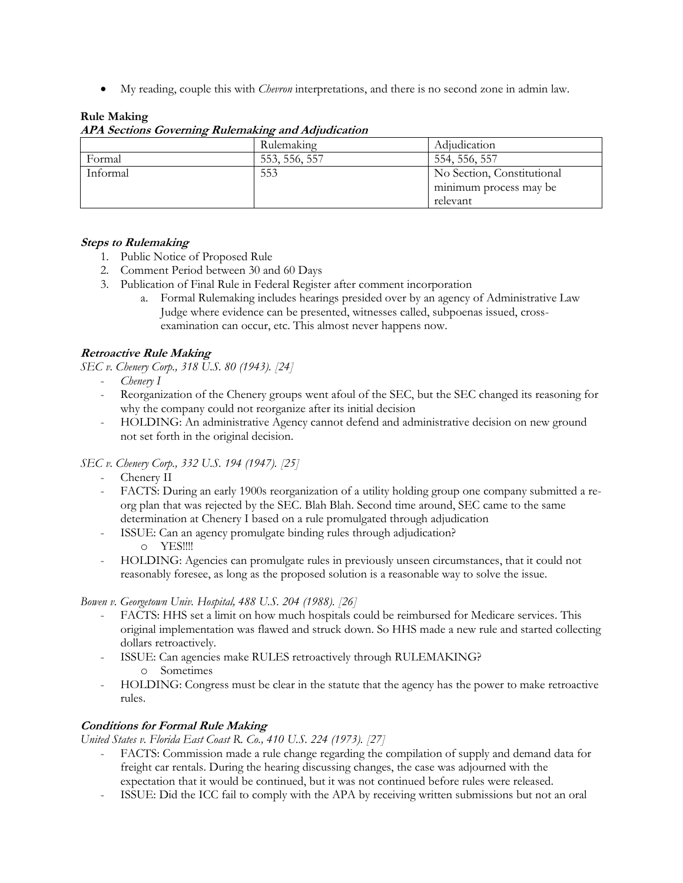- My reading, couple this with *Chevron* interpretations, and there is no second zone in admin law.

**Rule Making**

***APA Sections Governing Rulemaking and Adjudication***

| | Rulemaking | Adjudication |
|---|---|---|
| Formal | 553, 556, 557 | 554, 556, 557 |
| Informal | 553 | No Section, Constitutional minimum process may be relevant |

***Steps to Rulemaking***

1. Public Notice of Proposed Rule
2. Comment Period between 30 and 60 Days
3. Publication of Final Rule in Federal Register after comment incorporation
   a. Formal Rulemaking includes hearings presided over by an agency of Administrative Law Judge where evidence can be presented, witnesses called, subpoenas issued, cross-examination can occur, etc. This almost never happens now.

***Retroactive Rule Making***

*SEC v. Chenery Corp., 318 U.S. 80 (1943). [24]*

- *Chenery I*
- Reorganization of the Chenery groups went afoul of the SEC, but the SEC changed its reasoning for why the company could not reorganize after its initial decision
- HOLDING: An administrative Agency cannot defend and administrative decision on new ground not set forth in the original decision.

*SEC v. Chenery Corp., 332 U.S. 194 (1947). [25]*

- Chenery II
- FACTS: During an early 1900s reorganization of a utility holding group one company submitted a re-org plan that was rejected by the SEC. Blah Blah. Second time around, SEC came to the same determination at Chenery I based on a rule promulgated through adjudication
- ISSUE: Can an agency promulgate binding rules through adjudication?
  - YES!!!!
- HOLDING: Agencies can promulgate rules in previously unseen circumstances, that it could not reasonably foresee, as long as the proposed solution is a reasonable way to solve the issue.

*Bowen v. Georgetown Univ. Hospital, 488 U.S. 204 (1988). [26]*

- FACTS: HHS set a limit on how much hospitals could be reimbursed for Medicare services. This original implementation was flawed and struck down. So HHS made a new rule and started collecting dollars retroactively.
- ISSUE: Can agencies make RULES retroactively through RULEMAKING?
  - Sometimes
- HOLDING: Congress must be clear in the statute that the agency has the power to make retroactive rules.

***Conditions for Formal Rule Making***

*United States v. Florida East Coast R. Co., 410 U.S. 224 (1973). [27]*

- FACTS: Commission made a rule change regarding the compilation of supply and demand data for freight car rentals. During the hearing discussing changes, the case was adjourned with the expectation that it would be continued, but it was not continued before rules were released.
- ISSUE: Did the ICC fail to comply with the APA by receiving written submissions but not an oral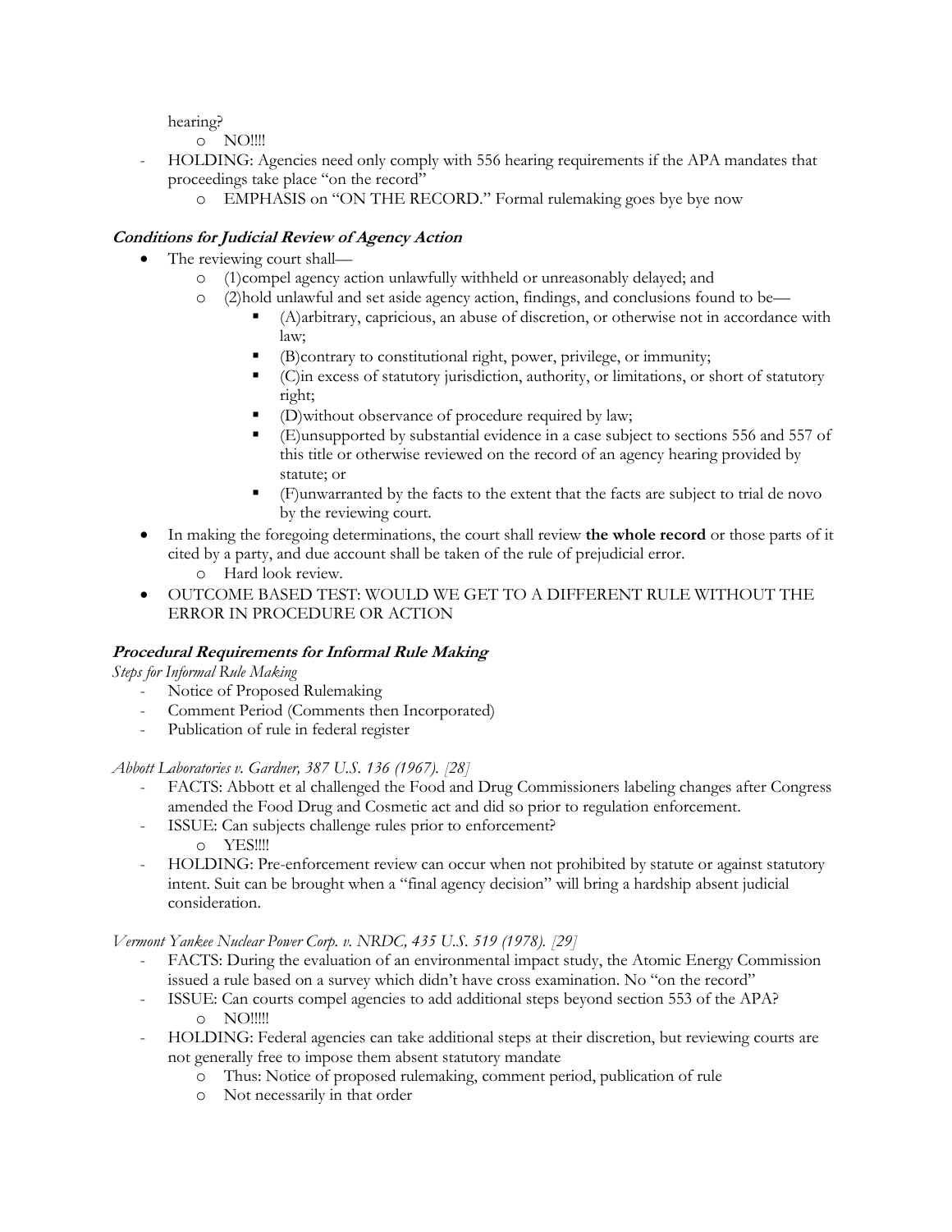hearing?

- NO!!!!

- HOLDING: Agencies need only comply with 556 hearing requirements if the APA mandates that proceedings take place "on the record"
  - EMPHASIS on "ON THE RECORD." Formal rulemaking goes bye bye now

### *Conditions for Judicial Review of Agency Action*

- The reviewing court shall—
  - (1)compel agency action unlawfully withheld or unreasonably delayed; and
  - (2)hold unlawful and set aside agency action, findings, and conclusions found to be—
    - (A)arbitrary, capricious, an abuse of discretion, or otherwise not in accordance with law;
    - (B)contrary to constitutional right, power, privilege, or immunity;
    - (C)in excess of statutory jurisdiction, authority, or limitations, or short of statutory right;
    - (D)without observance of procedure required by law;
    - (E)unsupported by substantial evidence in a case subject to sections 556 and 557 of this title or otherwise reviewed on the record of an agency hearing provided by statute; or
    - (F)unwarranted by the facts to the extent that the facts are subject to trial de novo by the reviewing court.
- In making the foregoing determinations, the court shall review **the whole record** or those parts of it cited by a party, and due account shall be taken of the rule of prejudicial error.
  - Hard look review.
- OUTCOME BASED TEST: WOULD WE GET TO A DIFFERENT RULE WITHOUT THE ERROR IN PROCEDURE OR ACTION

### *Procedural Requirements for Informal Rule Making*

*Steps for Informal Rule Making*

- Notice of Proposed Rulemaking
- Comment Period (Comments then Incorporated)
- Publication of rule in federal register

*Abbott Laboratories v. Gardner, 387 U.S. 136 (1967). [28]*

- FACTS: Abbott et al challenged the Food and Drug Commissioners labeling changes after Congress amended the Food Drug and Cosmetic act and did so prior to regulation enforcement.
- ISSUE: Can subjects challenge rules prior to enforcement?
  - YES!!!!
- HOLDING: Pre-enforcement review can occur when not prohibited by statute or against statutory intent. Suit can be brought when a "final agency decision" will bring a hardship absent judicial consideration.

*Vermont Yankee Nuclear Power Corp. v. NRDC, 435 U.S. 519 (1978). [29]*

- FACTS: During the evaluation of an environmental impact study, the Atomic Energy Commission issued a rule based on a survey which didn't have cross examination. No "on the record"
- ISSUE: Can courts compel agencies to add additional steps beyond section 553 of the APA?
  - NO!!!!!
- HOLDING: Federal agencies can take additional steps at their discretion, but reviewing courts are not generally free to impose them absent statutory mandate
  - Thus: Notice of proposed rulemaking, comment period, publication of rule
  - Not necessarily in that order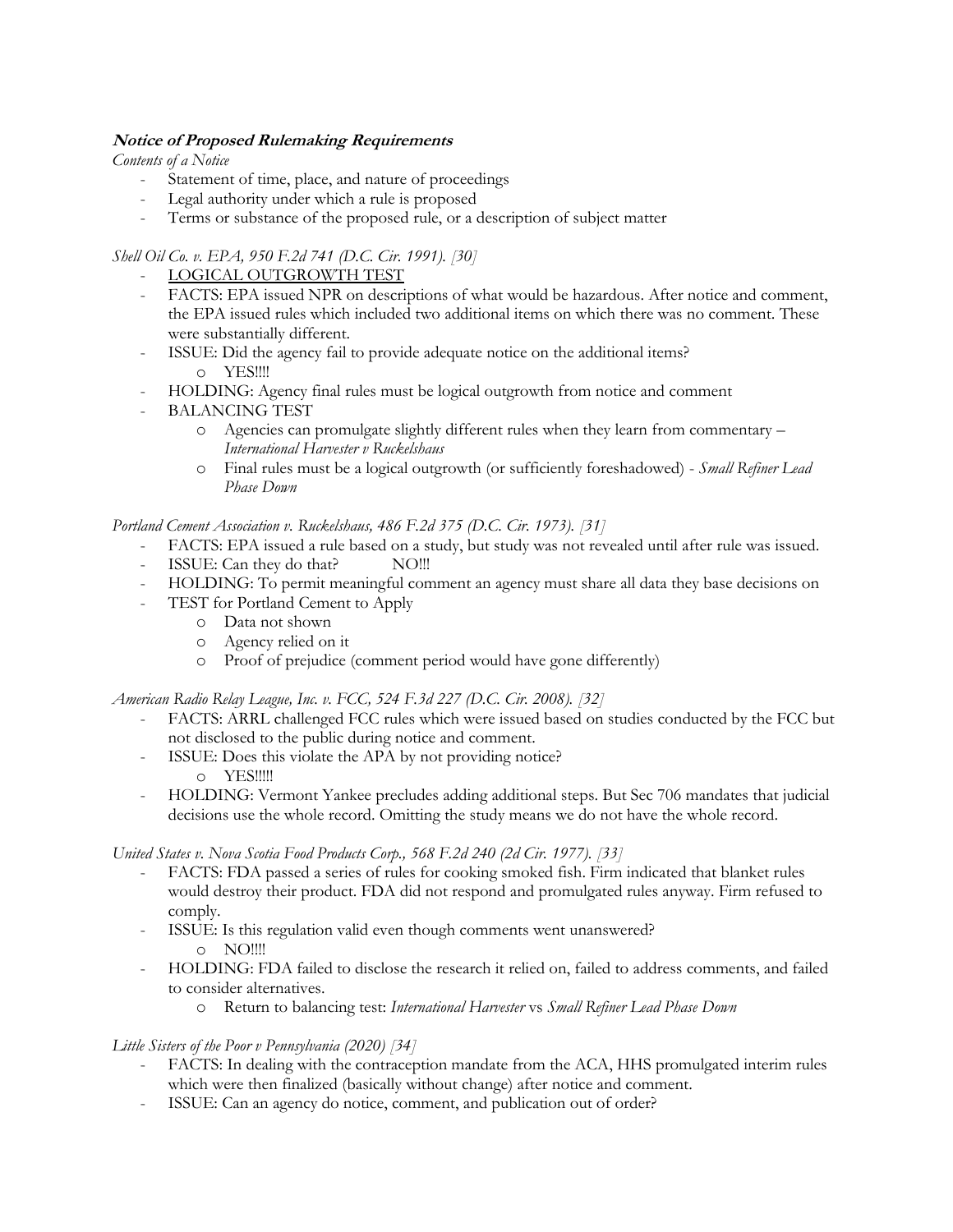***Notice of Proposed Rulemaking Requirements***

*Contents of a Notice*

- Statement of time, place, and nature of proceedings
- Legal authority under which a rule is proposed
- Terms or substance of the proposed rule, or a description of subject matter

*Shell Oil Co. v. EPA, 950 F.2d 741 (D.C. Cir. 1991). [30]*

- <u>LOGICAL OUTGROWTH TEST</u>
- FACTS: EPA issued NPR on descriptions of what would be hazardous. After notice and comment, the EPA issued rules which included two additional items on which there was no comment. These were substantially different.
- ISSUE: Did the agency fail to provide adequate notice on the additional items?
  - YES!!!!
- HOLDING: Agency final rules must be logical outgrowth from notice and comment
- BALANCING TEST
  - Agencies can promulgate slightly different rules when they learn from commentary – *International Harvester v Ruckelshaus*
  - Final rules must be a logical outgrowth (or sufficiently foreshadowed) - *Small Refiner Lead Phase Down*

*Portland Cement Association v. Ruckelshaus, 486 F.2d 375 (D.C. Cir. 1973). [31]*

- FACTS: EPA issued a rule based on a study, but study was not revealed until after rule was issued.
- ISSUE: Can they do that? NO!!!
- HOLDING: To permit meaningful comment an agency must share all data they base decisions on
- TEST for Portland Cement to Apply
  - Data not shown
  - Agency relied on it
  - Proof of prejudice (comment period would have gone differently)

*American Radio Relay League, Inc. v. FCC, 524 F.3d 227 (D.C. Cir. 2008). [32]*

- FACTS: ARRL challenged FCC rules which were issued based on studies conducted by the FCC but not disclosed to the public during notice and comment.
- ISSUE: Does this violate the APA by not providing notice?
  - YES!!!!!
- HOLDING: Vermont Yankee precludes adding additional steps. But Sec 706 mandates that judicial decisions use the whole record. Omitting the study means we do not have the whole record.

*United States v. Nova Scotia Food Products Corp., 568 F.2d 240 (2d Cir. 1977). [33]*

- FACTS: FDA passed a series of rules for cooking smoked fish. Firm indicated that blanket rules would destroy their product. FDA did not respond and promulgated rules anyway. Firm refused to comply.
- ISSUE: Is this regulation valid even though comments went unanswered?
  - NO!!!!
- HOLDING: FDA failed to disclose the research it relied on, failed to address comments, and failed to consider alternatives.
  - Return to balancing test: *International Harvester* vs *Small Refiner Lead Phase Down*

*Little Sisters of the Poor v Pennsylvania (2020) [34]*

- FACTS: In dealing with the contraception mandate from the ACA, HHS promulgated interim rules which were then finalized (basically without change) after notice and comment.
- ISSUE: Can an agency do notice, comment, and publication out of order?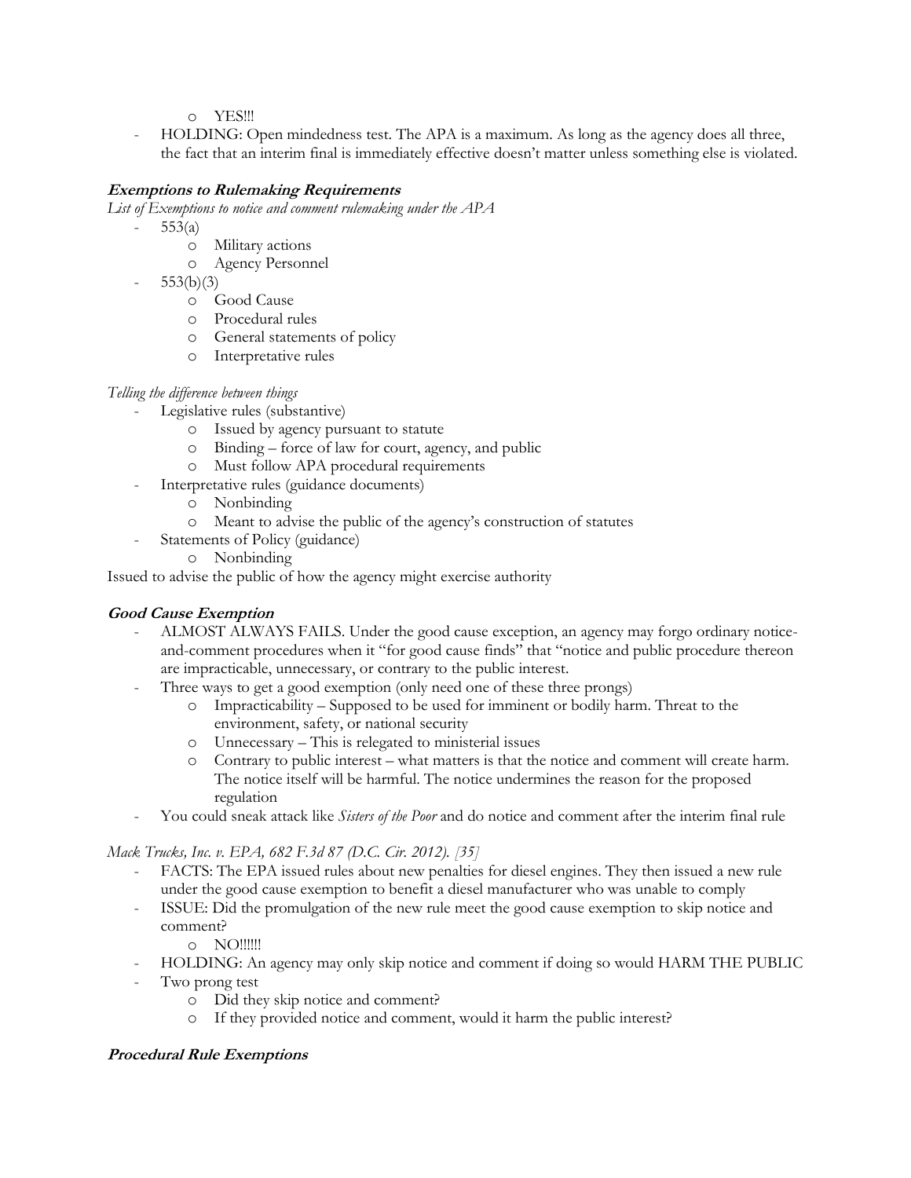- YES!!!
- HOLDING: Open mindedness test. The APA is a maximum. As long as the agency does all three, the fact that an interim final is immediately effective doesn't matter unless something else is violated.

### ***Exemptions to Rulemaking Requirements***

*List of Exemptions to notice and comment rulemaking under the APA*

- 553(a)
  - Military actions
  - Agency Personnel
- 553(b)(3)
  - Good Cause
  - Procedural rules
  - General statements of policy
  - Interpretative rules

*Telling the difference between things*

- Legislative rules (substantive)
  - Issued by agency pursuant to statute
  - Binding – force of law for court, agency, and public
  - Must follow APA procedural requirements
- Interpretative rules (guidance documents)
  - Nonbinding
  - Meant to advise the public of the agency's construction of statutes
- Statements of Policy (guidance)
  - Nonbinding

Issued to advise the public of how the agency might exercise authority

### ***Good Cause Exemption***

- ALMOST ALWAYS FAILS. Under the good cause exception, an agency may forgo ordinary notice-and-comment procedures when it "for good cause finds" that "notice and public procedure thereon are impracticable, unnecessary, or contrary to the public interest.
- Three ways to get a good exemption (only need one of these three prongs)
  - Impracticability – Supposed to be used for imminent or bodily harm. Threat to the environment, safety, or national security
  - Unnecessary – This is relegated to ministerial issues
  - Contrary to public interest – what matters is that the notice and comment will create harm. The notice itself will be harmful. The notice undermines the reason for the proposed regulation
- You could sneak attack like *Sisters of the Poor* and do notice and comment after the interim final rule

*Mack Trucks, Inc. v. EPA, 682 F.3d 87 (D.C. Cir. 2012). [35]*

- FACTS: The EPA issued rules about new penalties for diesel engines. They then issued a new rule under the good cause exemption to benefit a diesel manufacturer who was unable to comply
- ISSUE: Did the promulgation of the new rule meet the good cause exemption to skip notice and comment?
  - NO!!!!!!
- HOLDING: An agency may only skip notice and comment if doing so would HARM THE PUBLIC
- Two prong test
  - Did they skip notice and comment?
  - If they provided notice and comment, would it harm the public interest?

### ***Procedural Rule Exemptions***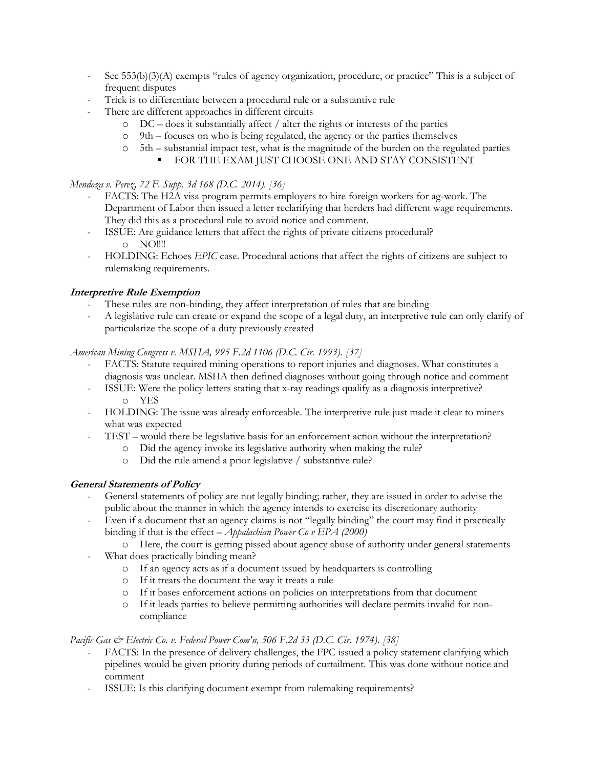- Sec 553(b)(3)(A) exempts "rules of agency organization, procedure, or practice" This is a subject of frequent disputes
- Trick is to differentiate between a procedural rule or a substantive rule
- There are different approaches in different circuits
  - DC – does it substantially affect / alter the rights or interests of the parties
  - 9th – focuses on who is being regulated, the agency or the parties themselves
  - 5th – substantial impact test, what is the magnitude of the burden on the regulated parties
    - FOR THE EXAM JUST CHOOSE ONE AND STAY CONSISTENT

*Mendoza v. Perez, 72 F. Supp. 3d 168 (D.C. 2014). [36]*

- FACTS: The H2A visa program permits employers to hire foreign workers for ag-work. The Department of Labor then issued a letter reclarifying that herders had different wage requirements. They did this as a procedural rule to avoid notice and comment.
- ISSUE: Are guidance letters that affect the rights of private citizens procedural?
  - NO!!!!
- HOLDING: Echoes *EPIC* case. Procedural actions that affect the rights of citizens are subject to rulemaking requirements.

### ***Interpretive Rule Exemption***

- These rules are non-binding, they affect interpretation of rules that are binding
- A legislative rule can create or expand the scope of a legal duty, an interpretive rule can only clarify of particularize the scope of a duty previously created

*American Mining Congress v. MSHA, 995 F.2d 1106 (D.C. Cir. 1993). [37]*

- FACTS: Statute required mining operations to report injuries and diagnoses. What constitutes a diagnosis was unclear. MSHA then defined diagnoses without going through notice and comment
- ISSUE: Were the policy letters stating that x-ray readings qualify as a diagnosis interpretive?
  - YES
- HOLDING: The issue was already enforceable. The interpretive rule just made it clear to miners what was expected
- TEST – would there be legislative basis for an enforcement action without the interpretation?
  - Did the agency invoke its legislative authority when making the rule?
  - Did the rule amend a prior legislative / substantive rule?

### ***General Statements of Policy***

- General statements of policy are not legally binding; rather, they are issued in order to advise the public about the manner in which the agency intends to exercise its discretionary authority
- Even if a document that an agency claims is not "legally binding" the court may find it practically binding if that is the effect – *Appalachian Power Co v EPA (2000)*
  - Here, the court is getting pissed about agency abuse of authority under general statements
- What does practically binding mean?
  - If an agency acts as if a document issued by headquarters is controlling
  - If it treats the document the way it treats a rule
  - If it bases enforcement actions on policies on interpretations from that document
  - If it leads parties to believe permitting authorities will declare permits invalid for non-compliance

*Pacific Gas & Electric Co. v. Federal Power Com'n, 506 F.2d 33 (D.C. Cir. 1974). [38]*

- FACTS: In the presence of delivery challenges, the FPC issued a policy statement clarifying which pipelines would be given priority during periods of curtailment. This was done without notice and comment
- ISSUE: Is this clarifying document exempt from rulemaking requirements?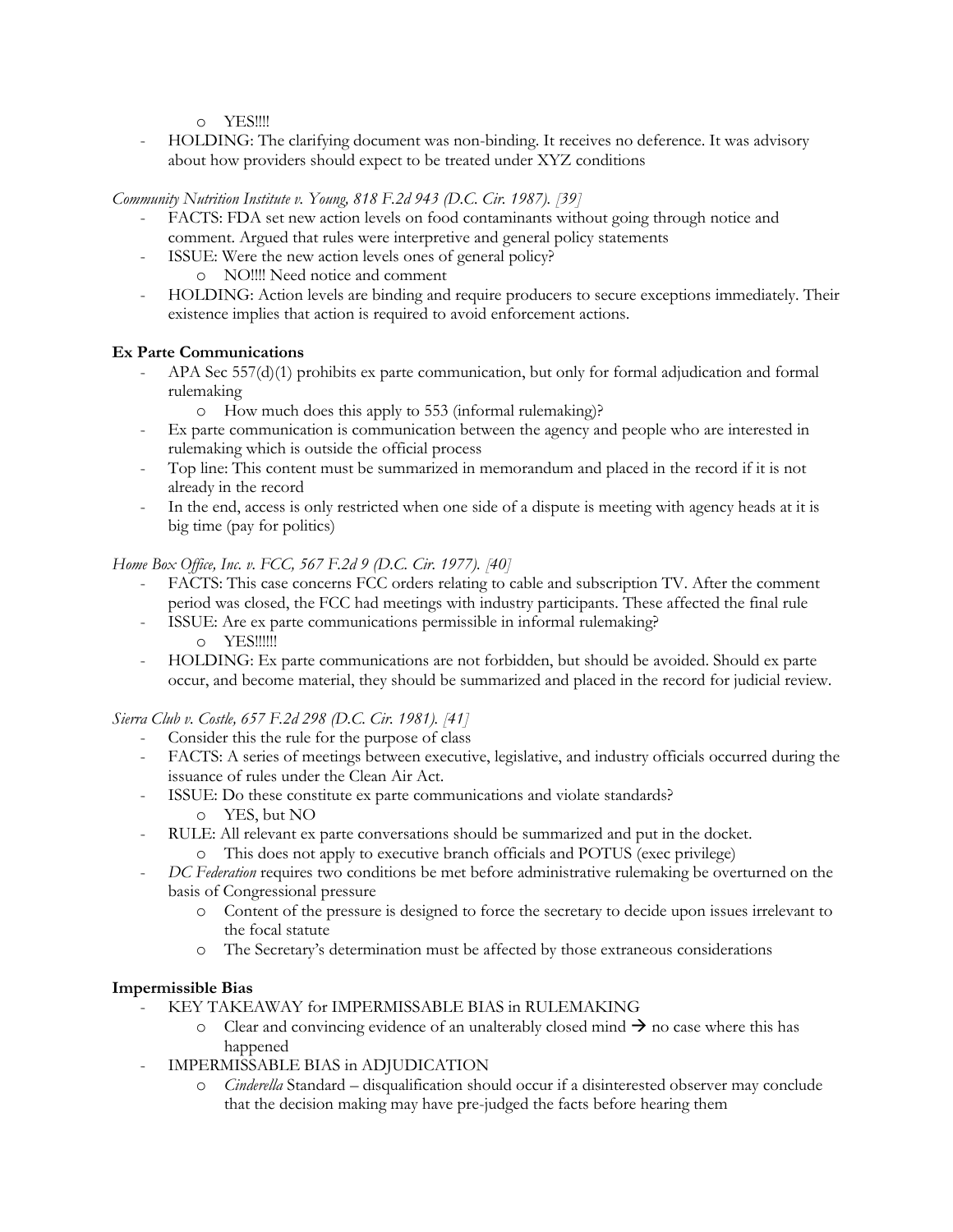- YES!!!!
- HOLDING: The clarifying document was non-binding. It receives no deference. It was advisory about how providers should expect to be treated under XYZ conditions

*Community Nutrition Institute v. Young, 818 F.2d 943 (D.C. Cir. 1987). [39]*

- FACTS: FDA set new action levels on food contaminants without going through notice and comment. Argued that rules were interpretive and general policy statements
- ISSUE: Were the new action levels ones of general policy?
    - NO!!!! Need notice and comment
- HOLDING: Action levels are binding and require producers to secure exceptions immediately. Their existence implies that action is required to avoid enforcement actions.

**Ex Parte Communications**

- APA Sec 557(d)(1) prohibits ex parte communication, but only for formal adjudication and formal rulemaking
    - How much does this apply to 553 (informal rulemaking)?
- Ex parte communication is communication between the agency and people who are interested in rulemaking which is outside the official process
- Top line: This content must be summarized in memorandum and placed in the record if it is not already in the record
- In the end, access is only restricted when one side of a dispute is meeting with agency heads at it is big time (pay for politics)

*Home Box Office, Inc. v. FCC, 567 F.2d 9 (D.C. Cir. 1977). [40]*

- FACTS: This case concerns FCC orders relating to cable and subscription TV. After the comment period was closed, the FCC had meetings with industry participants. These affected the final rule
- ISSUE: Are ex parte communications permissible in informal rulemaking?
    - YES!!!!!!
- HOLDING: Ex parte communications are not forbidden, but should be avoided. Should ex parte occur, and become material, they should be summarized and placed in the record for judicial review.

*Sierra Club v. Costle, 657 F.2d 298 (D.C. Cir. 1981). [41]*

- Consider this the rule for the purpose of class
- FACTS: A series of meetings between executive, legislative, and industry officials occurred during the issuance of rules under the Clean Air Act.
- ISSUE: Do these constitute ex parte communications and violate standards?
    - YES, but NO
- RULE: All relevant ex parte conversations should be summarized and put in the docket.
    - This does not apply to executive branch officials and POTUS (exec privilege)
- *DC Federation* requires two conditions be met before administrative rulemaking be overturned on the basis of Congressional pressure
    - Content of the pressure is designed to force the secretary to decide upon issues irrelevant to the focal statute
    - The Secretary's determination must be affected by those extraneous considerations

**Impermissible Bias**

- KEY TAKEAWAY for IMPERMISSABLE BIAS in RULEMAKING
    - Clear and convincing evidence of an unalterably closed mind → no case where this has happened
- IMPERMISSABLE BIAS in ADJUDICATION
    - *Cinderella* Standard – disqualification should occur if a disinterested observer may conclude that the decision making may have pre-judged the facts before hearing them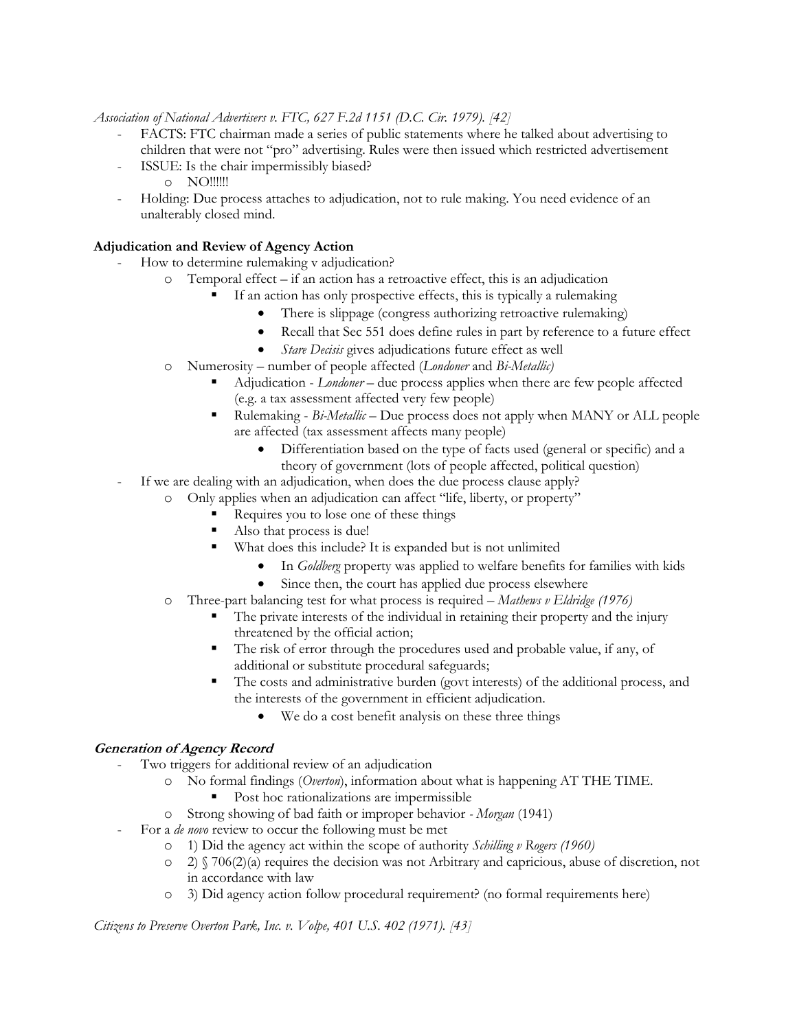*Association of National Advertisers v. FTC, 627 F.2d 1151 (D.C. Cir. 1979). [42]*

- FACTS: FTC chairman made a series of public statements where he talked about advertising to children that were not "pro" advertising. Rules were then issued which restricted advertisement
- ISSUE: Is the chair impermissibly biased?
  - NO!!!!!!
- Holding: Due process attaches to adjudication, not to rule making. You need evidence of an unalterably closed mind.

**Adjudication and Review of Agency Action**

- How to determine rulemaking v adjudication?
  - Temporal effect – if an action has a retroactive effect, this is an adjudication
    - If an action has only prospective effects, this is typically a rulemaking
      - There is slippage (congress authorizing retroactive rulemaking)
      - Recall that Sec 551 does define rules in part by reference to a future effect
      - *Stare Decisis* gives adjudications future effect as well
  - Numerosity – number of people affected (*Londoner* and *Bi-Metallic)*
    - Adjudication - *Londoner* – due process applies when there are few people affected (e.g. a tax assessment affected very few people)
    - Rulemaking - *Bi-Metallic* – Due process does not apply when MANY or ALL people are affected (tax assessment affects many people)
      - Differentiation based on the type of facts used (general or specific) and a theory of government (lots of people affected, political question)
- If we are dealing with an adjudication, when does the due process clause apply?
  - Only applies when an adjudication can affect "life, liberty, or property"
    - Requires you to lose one of these things
    - Also that process is due!
    - What does this include? It is expanded but is not unlimited
      - In *Goldberg* property was applied to welfare benefits for families with kids
      - Since then, the court has applied due process elsewhere
  - Three-part balancing test for what process is required – *Mathews v Eldridge (1976)*
    - The private interests of the individual in retaining their property and the injury threatened by the official action;
    - The risk of error through the procedures used and probable value, if any, of additional or substitute procedural safeguards;
    - The costs and administrative burden (govt interests) of the additional process, and the interests of the government in efficient adjudication.
      - We do a cost benefit analysis on these three things

***Generation of Agency Record***

- Two triggers for additional review of an adjudication
  - No formal findings (*Overton*), information about what is happening AT THE TIME.
    - Post hoc rationalizations are impermissible
  - Strong showing of bad faith or improper behavior - *Morgan* (1941)
- For a *de novo* review to occur the following must be met
  - 1) Did the agency act within the scope of authority *Schilling v Rogers (1960)*
  - 2) § 706(2)(a) requires the decision was not Arbitrary and capricious, abuse of discretion, not in accordance with law
  - 3) Did agency action follow procedural requirement? (no formal requirements here)

*Citizens to Preserve Overton Park, Inc. v. Volpe, 401 U.S. 402 (1971). [43]*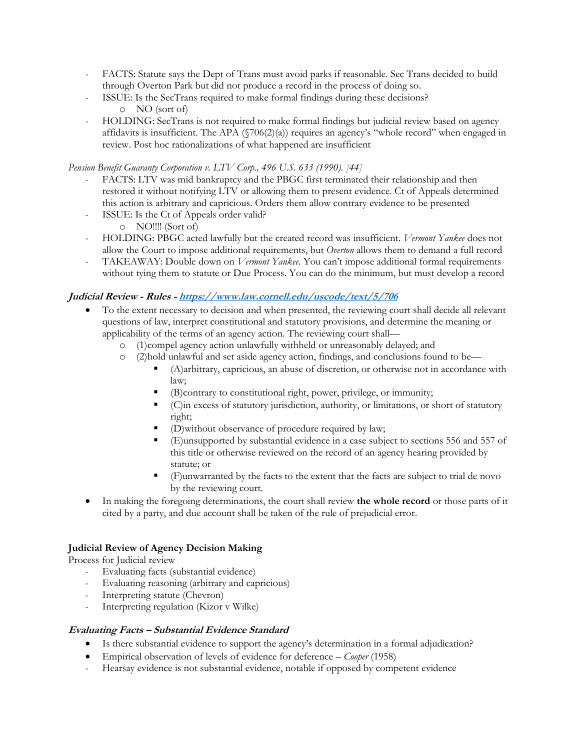- FACTS: Statute says the Dept of Trans must avoid parks if reasonable. Sec Trans decided to build through Overton Park but did not produce a record in the process of doing so.
- ISSUE: Is the SecTrans required to make formal findings during these decisions?
    - NO (sort of)
- HOLDING: SecTrans is not required to make formal findings but judicial review based on agency affidavits is insufficient. The APA (§706(2)(a)) requires an agency's "whole record" when engaged in review. Post hoc rationalizations of what happened are insufficient

*Pension Benefit Guaranty Corporation v. LTV Corp., 496 U.S. 633 (1990). [44]*

- FACTS: LTV was mid bankruptcy and the PBGC first terminated their relationship and then restored it without notifying LTV or allowing them to present evidence. Ct of Appeals determined this action is arbitrary and capricious. Orders them allow contrary evidence to be presented
- ISSUE: Is the Ct of Appeals order valid?
    - NO!!!! (Sort of)
- HOLDING: PBGC acted lawfully but the created record was insufficient. *Vermont Yankee* does not allow the Court to impose additional requirements, but *Overton* allows them to demand a full record
- TAKEAWAY: Double down on *Vermont Yankee*. You can't impose additional formal requirements without tying them to statute or Due Process. You can do the minimum, but must develop a record

### *Judicial Review - Rules - [https://www.law.cornell.edu/uscode/text/5/706](https://www.law.cornell.edu/uscode/text/5/706)*

- To the extent necessary to decision and when presented, the reviewing court shall decide all relevant questions of law, interpret constitutional and statutory provisions, and determine the meaning or applicability of the terms of an agency action. The reviewing court shall—
    - (1)compel agency action unlawfully withheld or unreasonably delayed; and
    - (2)hold unlawful and set aside agency action, findings, and conclusions found to be—
        - (A)arbitrary, capricious, an abuse of discretion, or otherwise not in accordance with law;
        - (B)contrary to constitutional right, power, privilege, or immunity;
        - (C)in excess of statutory jurisdiction, authority, or limitations, or short of statutory right;
        - (D)without observance of procedure required by law;
        - (E)unsupported by substantial evidence in a case subject to sections 556 and 557 of this title or otherwise reviewed on the record of an agency hearing provided by statute; or
        - (F)unwarranted by the facts to the extent that the facts are subject to trial de novo by the reviewing court.
- In making the foregoing determinations, the court shall review **the whole record** or those parts of it cited by a party, and due account shall be taken of the rule of prejudicial error.

### Judicial Review of Agency Decision Making

Process for Judicial review

- Evaluating facts (substantial evidence)
- Evaluating reasoning (arbitrary and capricious)
- Interpreting statute (Chevron)
- Interpreting regulation (Kizor v Wilke)

### *Evaluating Facts – Substantial Evidence Standard*

- Is there substantial evidence to support the agency's determination in a formal adjudication?
- Empirical observation of levels of evidence for deference – *Cooper* (1958)

- Hearsay evidence is not substantial evidence, notable if opposed by competent evidence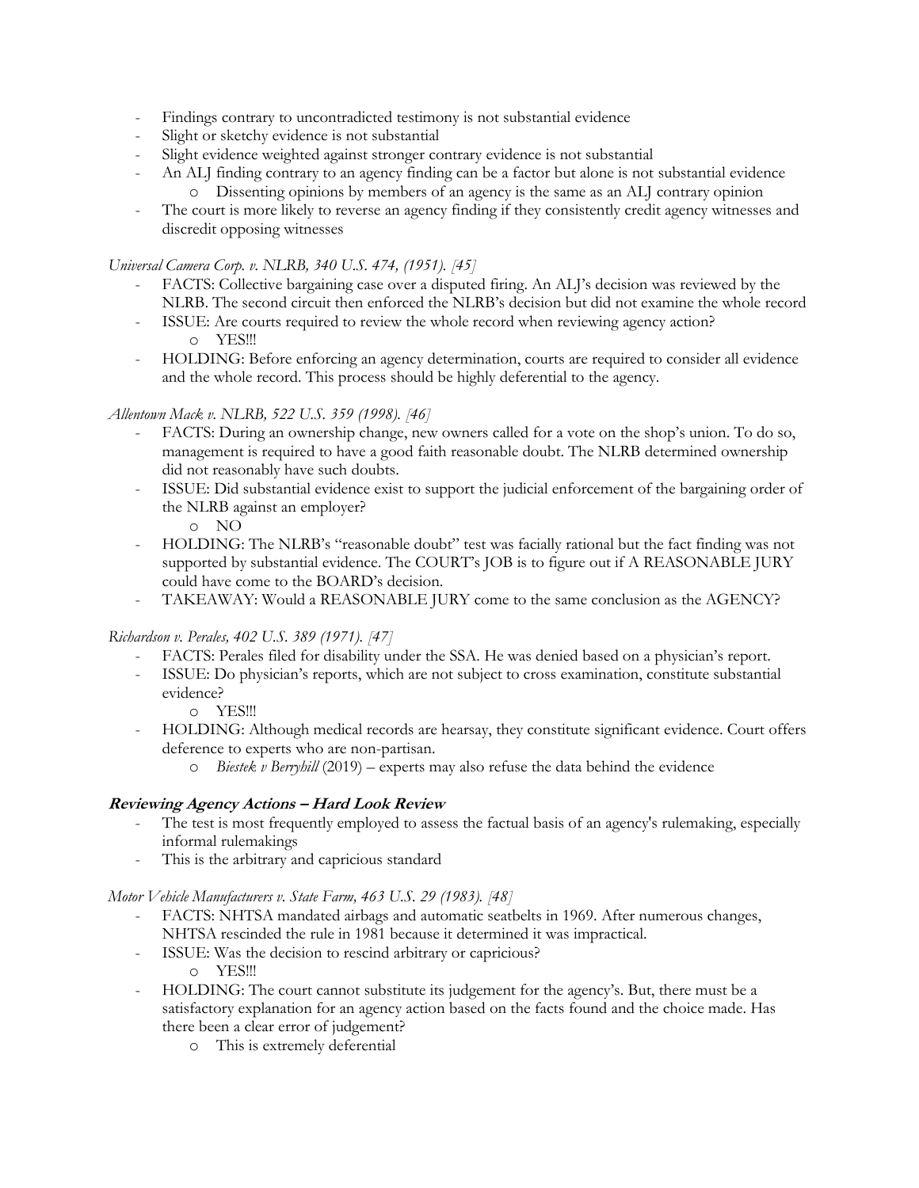- Findings contrary to uncontradicted testimony is not substantial evidence
- Slight or sketchy evidence is not substantial
- Slight evidence weighted against stronger contrary evidence is not substantial
- An ALJ finding contrary to an agency finding can be a factor but alone is not substantial evidence
    - Dissenting opinions by members of an agency is the same as an ALJ contrary opinion
- The court is more likely to reverse an agency finding if they consistently credit agency witnesses and discredit opposing witnesses

*Universal Camera Corp. v. NLRB, 340 U.S. 474, (1951). [45]*

- FACTS: Collective bargaining case over a disputed firing. An ALJ's decision was reviewed by the NLRB. The second circuit then enforced the NLRB's decision but did not examine the whole record
- ISSUE: Are courts required to review the whole record when reviewing agency action?
    - YES!!!
- HOLDING: Before enforcing an agency determination, courts are required to consider all evidence and the whole record. This process should be highly deferential to the agency.

*Allentown Mack v. NLRB, 522 U.S. 359 (1998). [46]*

- FACTS: During an ownership change, new owners called for a vote on the shop's union. To do so, management is required to have a good faith reasonable doubt. The NLRB determined ownership did not reasonably have such doubts.
- ISSUE: Did substantial evidence exist to support the judicial enforcement of the bargaining order of the NLRB against an employer?
    - NO
- HOLDING: The NLRB's "reasonable doubt" test was facially rational but the fact finding was not supported by substantial evidence. The COURT's JOB is to figure out if A REASONABLE JURY could have come to the BOARD's decision.
- TAKEAWAY: Would a REASONABLE JURY come to the same conclusion as the AGENCY?

*Richardson v. Perales, 402 U.S. 389 (1971). [47]*

- FACTS: Perales filed for disability under the SSA. He was denied based on a physician's report.
- ISSUE: Do physician's reports, which are not subject to cross examination, constitute substantial evidence?
    - YES!!!
- HOLDING: Although medical records are hearsay, they constitute significant evidence. Court offers deference to experts who are non-partisan.
    - *Biestek v Berryhill* (2019) – experts may also refuse the data behind the evidence

### ***Reviewing Agency Actions – Hard Look Review***

- The test is most frequently employed to assess the factual basis of an agency's rulemaking, especially informal rulemakings
- This is the arbitrary and capricious standard

*Motor Vehicle Manufacturers v. State Farm, 463 U.S. 29 (1983). [48]*

- FACTS: NHTSA mandated airbags and automatic seatbelts in 1969. After numerous changes, NHTSA rescinded the rule in 1981 because it determined it was impractical.
- ISSUE: Was the decision to rescind arbitrary or capricious?
    - YES!!!
- HOLDING: The court cannot substitute its judgement for the agency's. But, there must be a satisfactory explanation for an agency action based on the facts found and the choice made. Has there been a clear error of judgement?
    - This is extremely deferential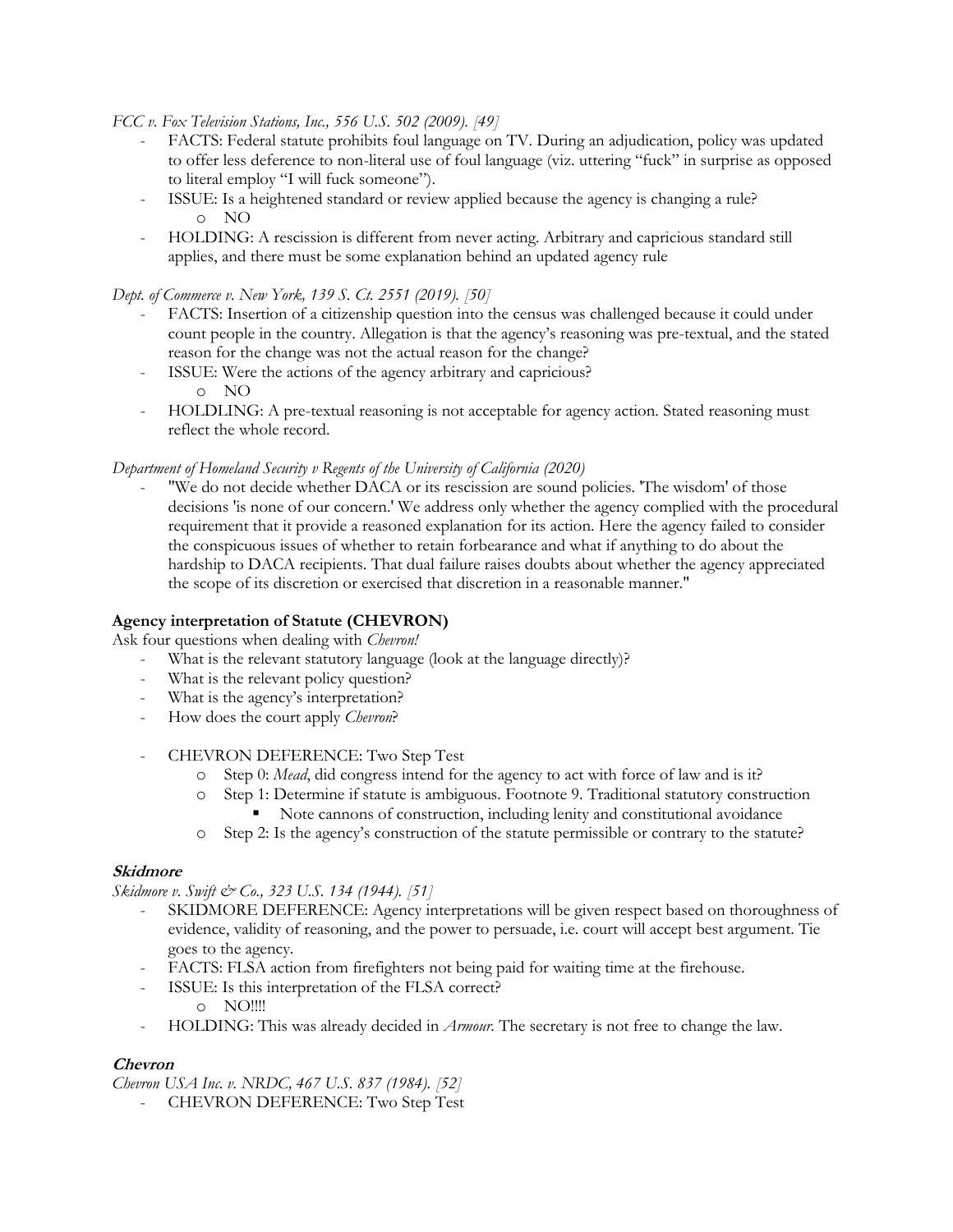*FCC v. Fox Television Stations, Inc., 556 U.S. 502 (2009). [49]*

- FACTS: Federal statute prohibits foul language on TV. During an adjudication, policy was updated to offer less deference to non-literal use of foul language (viz. uttering "fuck" in surprise as opposed to literal employ "I will fuck someone").
- ISSUE: Is a heightened standard or review applied because the agency is changing a rule?
    - NO
- HOLDING: A rescission is different from never acting. Arbitrary and capricious standard still applies, and there must be some explanation behind an updated agency rule

*Dept. of Commerce v. New York, 139 S. Ct. 2551 (2019). [50]*

- FACTS: Insertion of a citizenship question into the census was challenged because it could under count people in the country. Allegation is that the agency's reasoning was pre-textual, and the stated reason for the change was not the actual reason for the change?
- ISSUE: Were the actions of the agency arbitrary and capricious?
    - NO
- HOLDLING: A pre-textual reasoning is not acceptable for agency action. Stated reasoning must reflect the whole record.

*Department of Homeland Security v Regents of the University of California (2020)*

- "We do not decide whether DACA or its rescission are sound policies. 'The wisdom' of those decisions 'is none of our concern.' We address only whether the agency complied with the procedural requirement that it provide a reasoned explanation for its action. Here the agency failed to consider the conspicuous issues of whether to retain forbearance and what if anything to do about the hardship to DACA recipients. That dual failure raises doubts about whether the agency appreciated the scope of its discretion or exercised that discretion in a reasonable manner."

**Agency interpretation of Statute (CHEVRON)**

Ask four questions when dealing with *Chevron!*

- What is the relevant statutory language (look at the language directly)?
- What is the relevant policy question?
- What is the agency's interpretation?
- How does the court apply *Chevron*?

- CHEVRON DEFERENCE: Two Step Test
    - Step 0: *Mead*, did congress intend for the agency to act with force of law and is it?
    - Step 1: Determine if statute is ambiguous. Footnote 9. Traditional statutory construction
        - Note cannons of construction, including lenity and constitutional avoidance
    - Step 2: Is the agency's construction of the statute permissible or contrary to the statute?

### *Skidmore*

*Skidmore v. Swift & Co., 323 U.S. 134 (1944). [51]*

- SKIDMORE DEFERENCE: Agency interpretations will be given respect based on thoroughness of evidence, validity of reasoning, and the power to persuade, i.e. court will accept best argument. Tie goes to the agency.
- FACTS: FLSA action from firefighters not being paid for waiting time at the firehouse.
- ISSUE: Is this interpretation of the FLSA correct?
    - NO!!!!
- HOLDING: This was already decided in *Armour*. The secretary is not free to change the law.

### *Chevron*

*Chevron USA Inc. v. NRDC, 467 U.S. 837 (1984). [52]*

- CHEVRON DEFERENCE: Two Step Test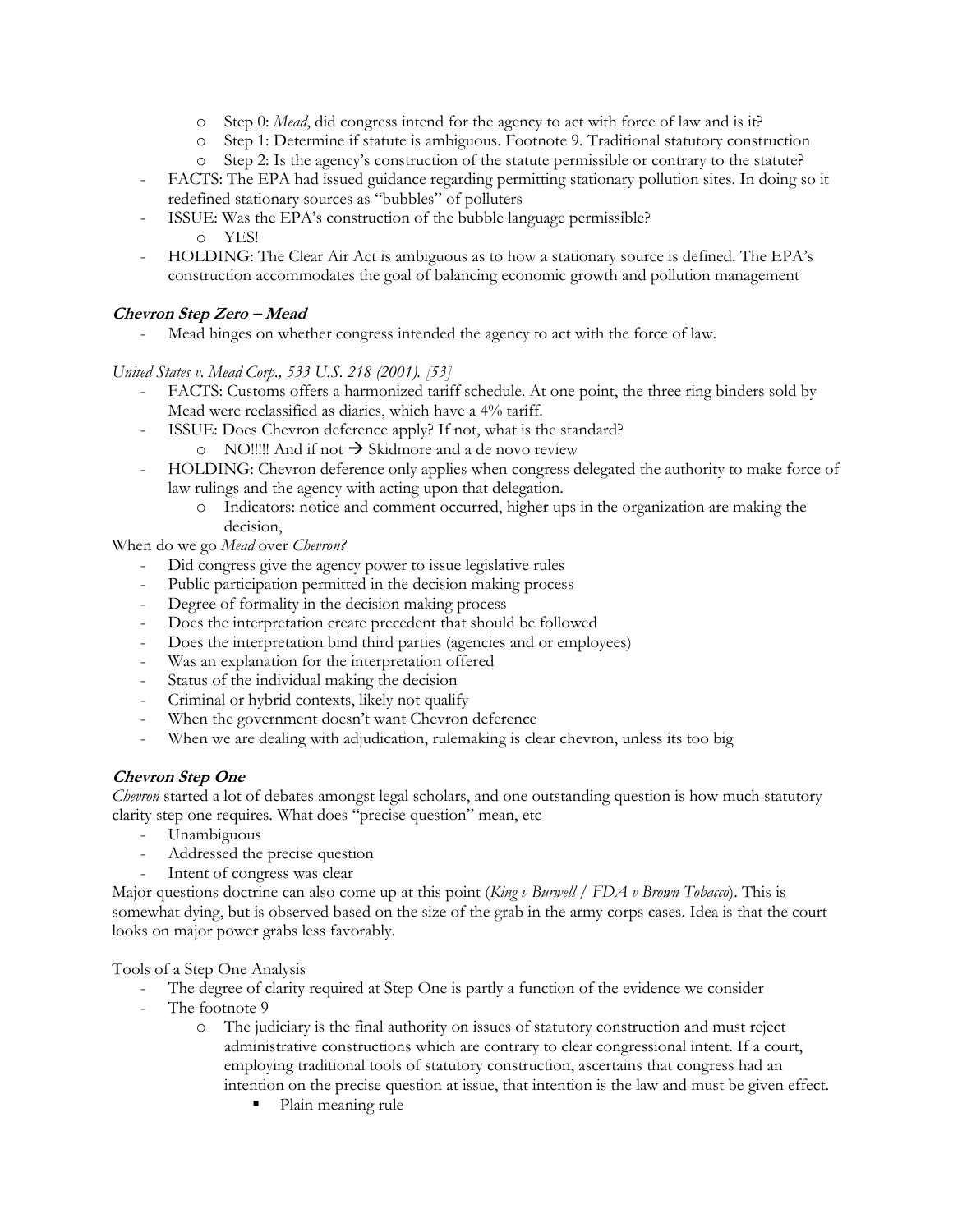- Step 0: *Mead*, did congress intend for the agency to act with force of law and is it?
  - Step 1: Determine if statute is ambiguous. Footnote 9. Traditional statutory construction
  - Step 2: Is the agency's construction of the statute permissible or contrary to the statute?
- FACTS: The EPA had issued guidance regarding permitting stationary pollution sites. In doing so it redefined stationary sources as "bubbles" of polluters
- ISSUE: Was the EPA's construction of the bubble language permissible?
  - YES!
- HOLDING: The Clear Air Act is ambiguous as to how a stationary source is defined. The EPA's construction accommodates the goal of balancing economic growth and pollution management

***Chevron* Step Zero – *Mead***

- Mead hinges on whether congress intended the agency to act with the force of law.

*United States v. Mead Corp., 533 U.S. 218 (2001). [53]*

- FACTS: Customs offers a harmonized tariff schedule. At one point, the three ring binders sold by Mead were reclassified as diaries, which have a 4% tariff.
- ISSUE: Does Chevron deference apply? If not, what is the standard?
  - NO!!!!! And if not → Skidmore and a de novo review
- HOLDING: Chevron deference only applies when congress delegated the authority to make force of law rulings and the agency with acting upon that delegation.
  - Indicators: notice and comment occurred, higher ups in the organization are making the decision,

When do we go *Mead* over *Chevron?*

- Did congress give the agency power to issue legislative rules
- Public participation permitted in the decision making process
- Degree of formality in the decision making process
- Does the interpretation create precedent that should be followed
- Does the interpretation bind third parties (agencies and or employees)
- Was an explanation for the interpretation offered
- Status of the individual making the decision
- Criminal or hybrid contexts, likely not qualify
- When the government doesn't want Chevron deference
- When we are dealing with adjudication, rulemaking is clear chevron, unless its too big

***Chevron* Step One**

*Chevron* started a lot of debates amongst legal scholars, and one outstanding question is how much statutory clarity step one requires. What does "precise question" mean, etc

- Unambiguous
- Addressed the precise question
- Intent of congress was clear

Major questions doctrine can also come up at this point (*King v Burwell / FDA v Brown Tobacco*). This is somewhat dying, but is observed based on the size of the grab in the army corps cases. Idea is that the court looks on major power grabs less favorably.

Tools of a Step One Analysis

- The degree of clarity required at Step One is partly a function of the evidence we consider
- The footnote 9
  - The judiciary is the final authority on issues of statutory construction and must reject administrative constructions which are contrary to clear congressional intent. If a court, employing traditional tools of statutory construction, ascertains that congress had an intention on the precise question at issue, that intention is the law and must be given effect.
    - Plain meaning rule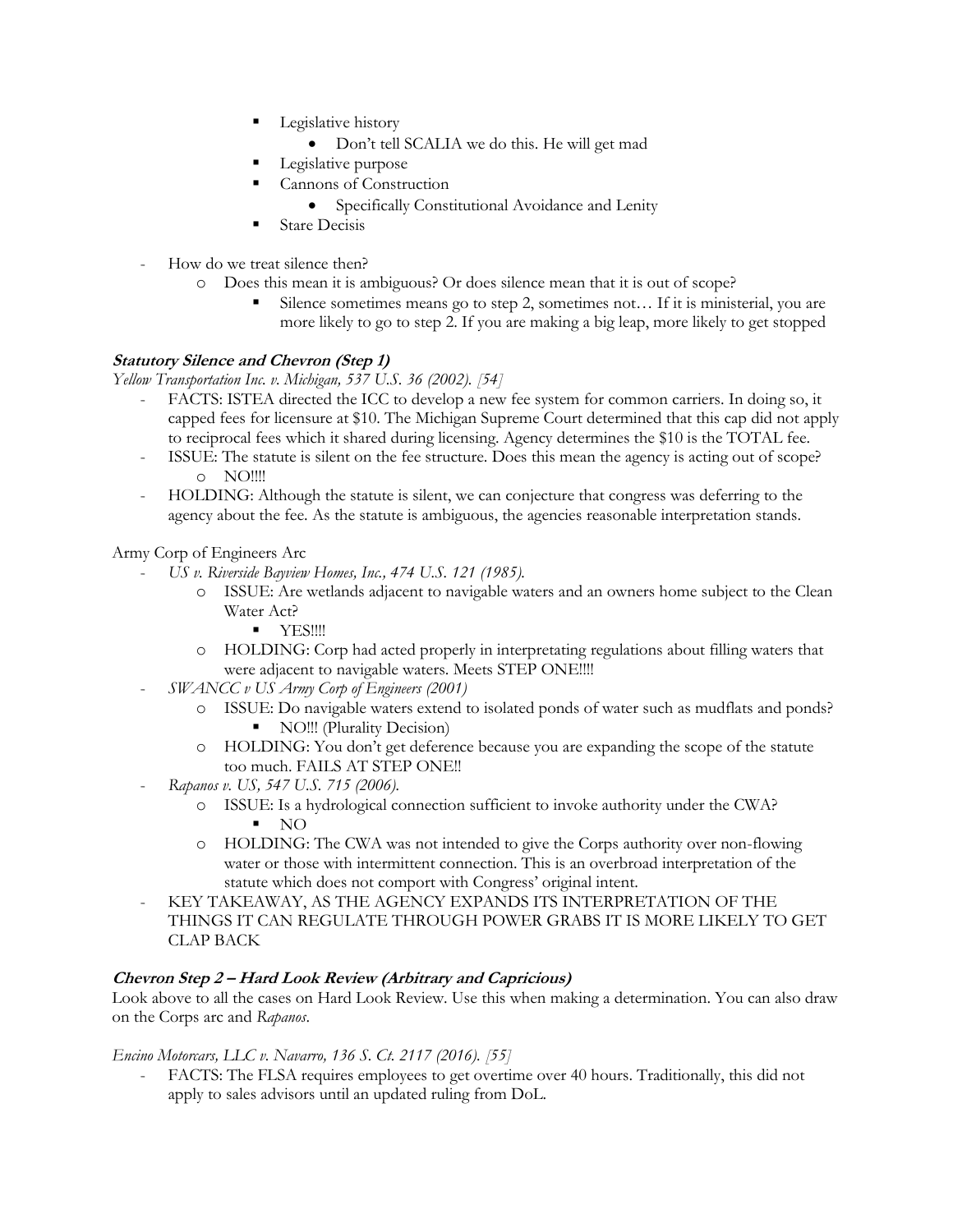- Legislative history
  - Don't tell SCALIA we do this. He will get mad
- Legislative purpose
- Cannons of Construction
  - Specifically Constitutional Avoidance and Lenity
- Stare Decisis

- How do we treat silence then?
  - Does this mean it is ambiguous? Or does silence mean that it is out of scope?
    - Silence sometimes means go to step 2, sometimes not… If it is ministerial, you are more likely to go to step 2. If you are making a big leap, more likely to get stopped

***Statutory Silence and Chevron (Step 1)***

*Yellow Transportation Inc. v. Michigan, 537 U.S. 36 (2002). [54]*

- FACTS: ISTEA directed the ICC to develop a new fee system for common carriers. In doing so, it capped fees for licensure at $10. The Michigan Supreme Court determined that this cap did not apply to reciprocal fees which it shared during licensing. Agency determines the $10 is the TOTAL fee.
- ISSUE: The statute is silent on the fee structure. Does this mean the agency is acting out of scope?
  - NO!!!!
- HOLDING: Although the statute is silent, we can conjecture that congress was deferring to the agency about the fee. As the statute is ambiguous, the agencies reasonable interpretation stands.

Army Corp of Engineers Arc

- *US v. Riverside Bayview Homes, Inc., 474 U.S. 121 (1985).*
  - ISSUE: Are wetlands adjacent to navigable waters and an owners home subject to the Clean Water Act?
    - YES!!!!
  - HOLDING: Corp had acted properly in interpretating regulations about filling waters that were adjacent to navigable waters. Meets STEP ONE!!!!
- *SWANCC v US Army Corp of Engineers (2001)*
  - ISSUE: Do navigable waters extend to isolated ponds of water such as mudflats and ponds?
    - NO!!! (Plurality Decision)
  - HOLDING: You don't get deference because you are expanding the scope of the statute too much. FAILS AT STEP ONE!!
- *Rapanos v. US, 547 U.S. 715 (2006).*
  - ISSUE: Is a hydrological connection sufficient to invoke authority under the CWA?
    - NO
  - HOLDING: The CWA was not intended to give the Corps authority over non-flowing water or those with intermittent connection. This is an overbroad interpretation of the statute which does not comport with Congress' original intent.
- KEY TAKEAWAY, AS THE AGENCY EXPANDS ITS INTERPRETATION OF THE THINGS IT CAN REGULATE THROUGH POWER GRABS IT IS MORE LIKELY TO GET CLAP BACK

***Chevron Step 2 – Hard Look Review (Arbitrary and Capricious)***

Look above to all the cases on Hard Look Review. Use this when making a determination. You can also draw on the Corps arc and *Rapanos*.

*Encino Motorcars, LLC v. Navarro, 136 S. Ct. 2117 (2016). [55]*

- FACTS: The FLSA requires employees to get overtime over 40 hours. Traditionally, this did not apply to sales advisors until an updated ruling from DoL.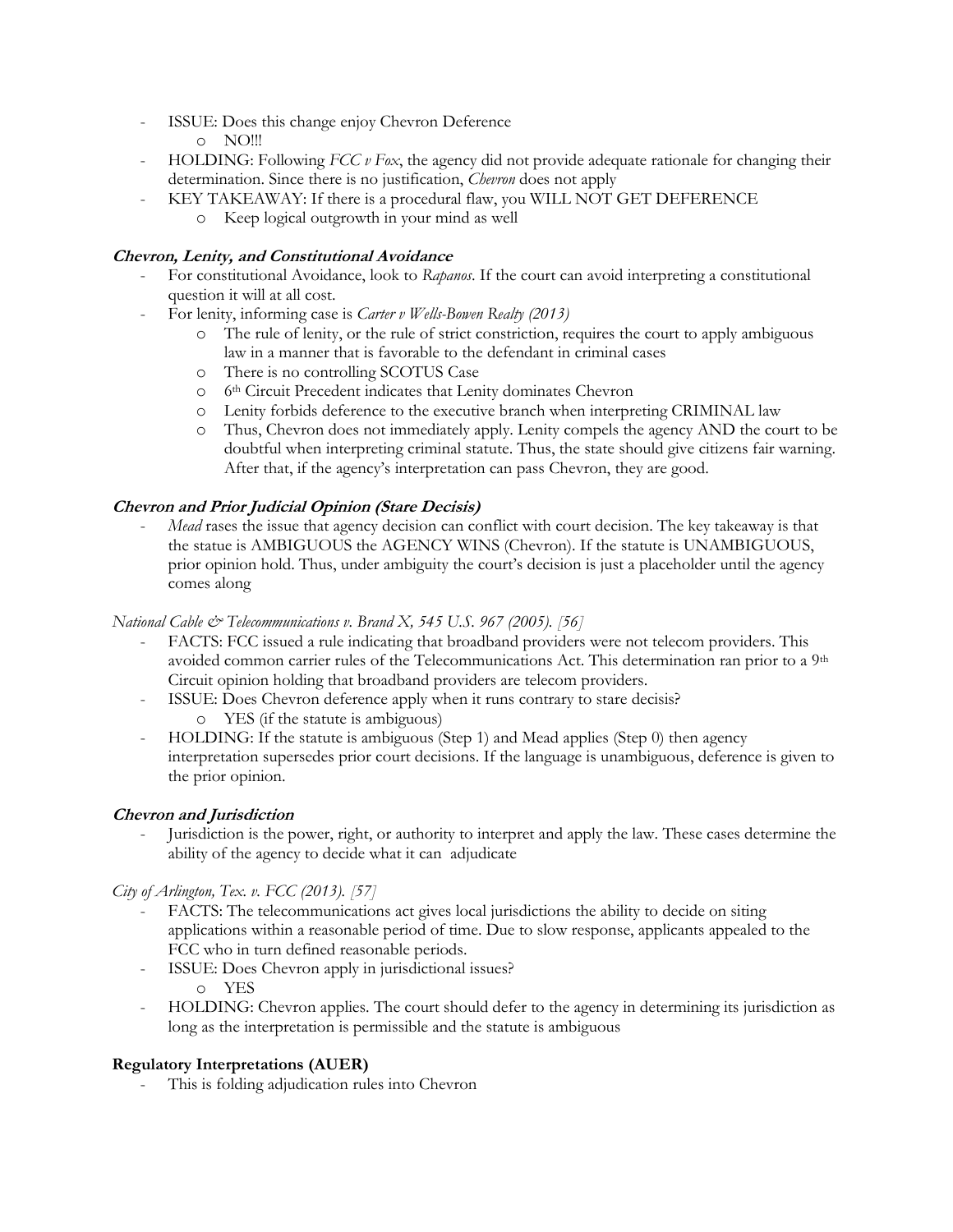- ISSUE: Does this change enjoy Chevron Deference
    - NO!!!
- HOLDING: Following *FCC v Fox*, the agency did not provide adequate rationale for changing their determination. Since there is no justification, *Chevron* does not apply
- KEY TAKEAWAY: If there is a procedural flaw, you WILL NOT GET DEFERENCE
    - Keep logical outgrowth in your mind as well

***Chevron, Lenity, and Constitutional Avoidance***

- For constitutional Avoidance, look to *Rapanos*. If the court can avoid interpreting a constitutional question it will at all cost.
- For lenity, informing case is *Carter v Wells-Bowen Realty (2013)*
    - The rule of lenity, or the rule of strict constriction, requires the court to apply ambiguous law in a manner that is favorable to the defendant in criminal cases
    - There is no controlling SCOTUS Case
    - 6th Circuit Precedent indicates that Lenity dominates Chevron
    - Lenity forbids deference to the executive branch when interpreting CRIMINAL law
    - Thus, Chevron does not immediately apply. Lenity compels the agency AND the court to be doubtful when interpreting criminal statute. Thus, the state should give citizens fair warning. After that, if the agency's interpretation can pass Chevron, they are good.

***Chevron and Prior Judicial Opinion (Stare Decisis)***

- *Mead* rases the issue that agency decision can conflict with court decision. The key takeaway is that the statue is AMBIGUOUS the AGENCY WINS (Chevron). If the statute is UNAMBIGUOUS, prior opinion hold. Thus, under ambiguity the court's decision is just a placeholder until the agency comes along

*National Cable & Telecommunications v. Brand X, 545 U.S. 967 (2005). [56]*

- FACTS: FCC issued a rule indicating that broadband providers were not telecom providers. This avoided common carrier rules of the Telecommunications Act. This determination ran prior to a 9th Circuit opinion holding that broadband providers are telecom providers.
- ISSUE: Does Chevron deference apply when it runs contrary to stare decisis?
    - YES (if the statute is ambiguous)
- HOLDING: If the statute is ambiguous (Step 1) and Mead applies (Step 0) then agency interpretation supersedes prior court decisions. If the language is unambiguous, deference is given to the prior opinion.

***Chevron and Jurisdiction***

- Jurisdiction is the power, right, or authority to interpret and apply the law. These cases determine the ability of the agency to decide what it can adjudicate

*City of Arlington, Tex. v. FCC (2013). [57]*

- FACTS: The telecommunications act gives local jurisdictions the ability to decide on siting applications within a reasonable period of time. Due to slow response, applicants appealed to the FCC who in turn defined reasonable periods.
- ISSUE: Does Chevron apply in jurisdictional issues?
    - YES
- HOLDING: Chevron applies. The court should defer to the agency in determining its jurisdiction as long as the interpretation is permissible and the statute is ambiguous

**Regulatory Interpretations (AUER)**

- This is folding adjudication rules into Chevron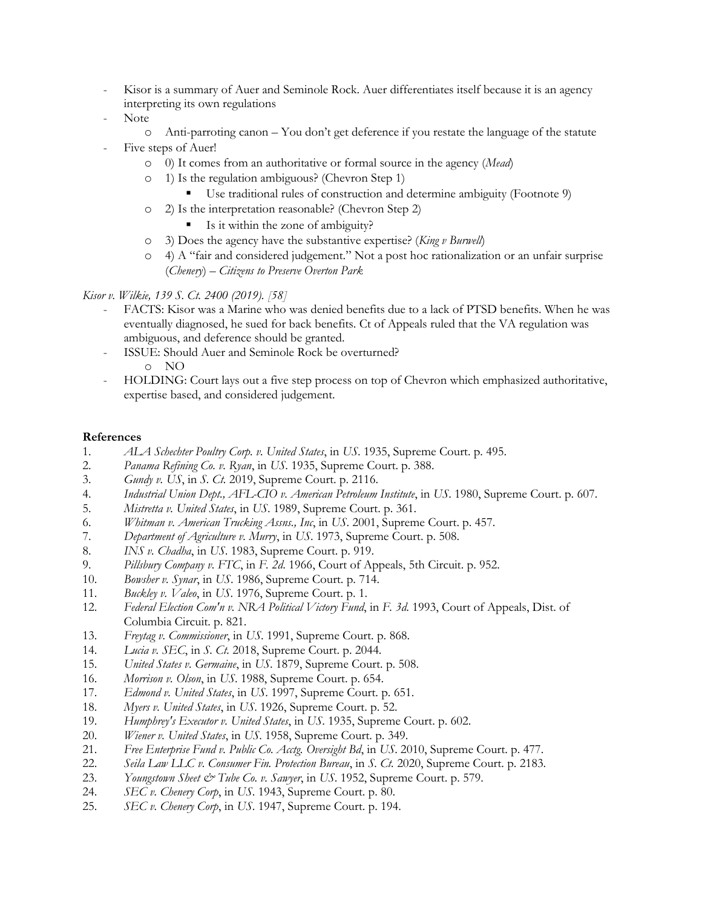- Kisor is a summary of Auer and Seminole Rock. Auer differentiates itself because it is an agency interpreting its own regulations
- Note
  - Anti-parroting canon – You don't get deference if you restate the language of the statute
- Five steps of Auer!
  - 0) It comes from an authoritative or formal source in the agency (*Mead*)
  - 1) Is the regulation ambiguous? (Chevron Step 1)
    - Use traditional rules of construction and determine ambiguity (Footnote 9)
  - 2) Is the interpretation reasonable? (Chevron Step 2)
    - Is it within the zone of ambiguity?
  - 3) Does the agency have the substantive expertise? (*King v Burwell*)
  - 4) A "fair and considered judgement." Not a post hoc rationalization or an unfair surprise (*Chenery*) – *Citizens to Preserve Overton Park*

*Kisor v. Wilkie, 139 S. Ct. 2400 (2019). [58]*

- FACTS: Kisor was a Marine who was denied benefits due to a lack of PTSD benefits. When he was eventually diagnosed, he sued for back benefits. Ct of Appeals ruled that the VA regulation was ambiguous, and deference should be granted.
- ISSUE: Should Auer and Seminole Rock be overturned?
  - NO
- HOLDING: Court lays out a five step process on top of Chevron which emphasized authoritative, expertise based, and considered judgement.

**References**

1. *ALA Schechter Poultry Corp. v. United States*, in *US*. 1935, Supreme Court. p. 495.
2. *Panama Refining Co. v. Ryan*, in *US*. 1935, Supreme Court. p. 388.
3. *Gundy v. US*, in *S. Ct.* 2019, Supreme Court. p. 2116.
4. *Industrial Union Dept., AFL-CIO v. American Petroleum Institute*, in *US*. 1980, Supreme Court. p. 607.
5. *Mistretta v. United States*, in *US*. 1989, Supreme Court. p. 361.
6. *Whitman v. American Trucking Assns., Inc*, in *US*. 2001, Supreme Court. p. 457.
7. *Department of Agriculture v. Murry*, in *US*. 1973, Supreme Court. p. 508.
8. *INS v. Chadha*, in *US*. 1983, Supreme Court. p. 919.
9. *Pillsbury Company v. FTC*, in *F. 2d*. 1966, Court of Appeals, 5th Circuit. p. 952.
10. *Bowsher v. Synar*, in *US*. 1986, Supreme Court. p. 714.
11. *Buckley v. Valeo*, in *US*. 1976, Supreme Court. p. 1.
12. *Federal Election Com'n v. NRA Political Victory Fund*, in *F. 3d*. 1993, Court of Appeals, Dist. of Columbia Circuit. p. 821.
13. *Freytag v. Commissioner*, in *US*. 1991, Supreme Court. p. 868.
14. *Lucia v. SEC*, in *S. Ct.* 2018, Supreme Court. p. 2044.
15. *United States v. Germaine*, in *US*. 1879, Supreme Court. p. 508.
16. *Morrison v. Olson*, in *US*. 1988, Supreme Court. p. 654.
17. *Edmond v. United States*, in *US*. 1997, Supreme Court. p. 651.
18. *Myers v. United States*, in *US*. 1926, Supreme Court. p. 52.
19. *Humphrey's Executor v. United States*, in *US*. 1935, Supreme Court. p. 602.
20. *Wiener v. United States*, in *US*. 1958, Supreme Court. p. 349.
21. *Free Enterprise Fund v. Public Co. Acctg. Oversight Bd*, in *US*. 2010, Supreme Court. p. 477.
22. *Seila Law LLC v. Consumer Fin. Protection Bureau*, in *S. Ct.* 2020, Supreme Court. p. 2183.
23. *Youngstown Sheet & Tube Co. v. Sawyer*, in *US*. 1952, Supreme Court. p. 579.
24. *SEC v. Chenery Corp*, in *US*. 1943, Supreme Court. p. 80.
25. *SEC v. Chenery Corp*, in *US*. 1947, Supreme Court. p. 194.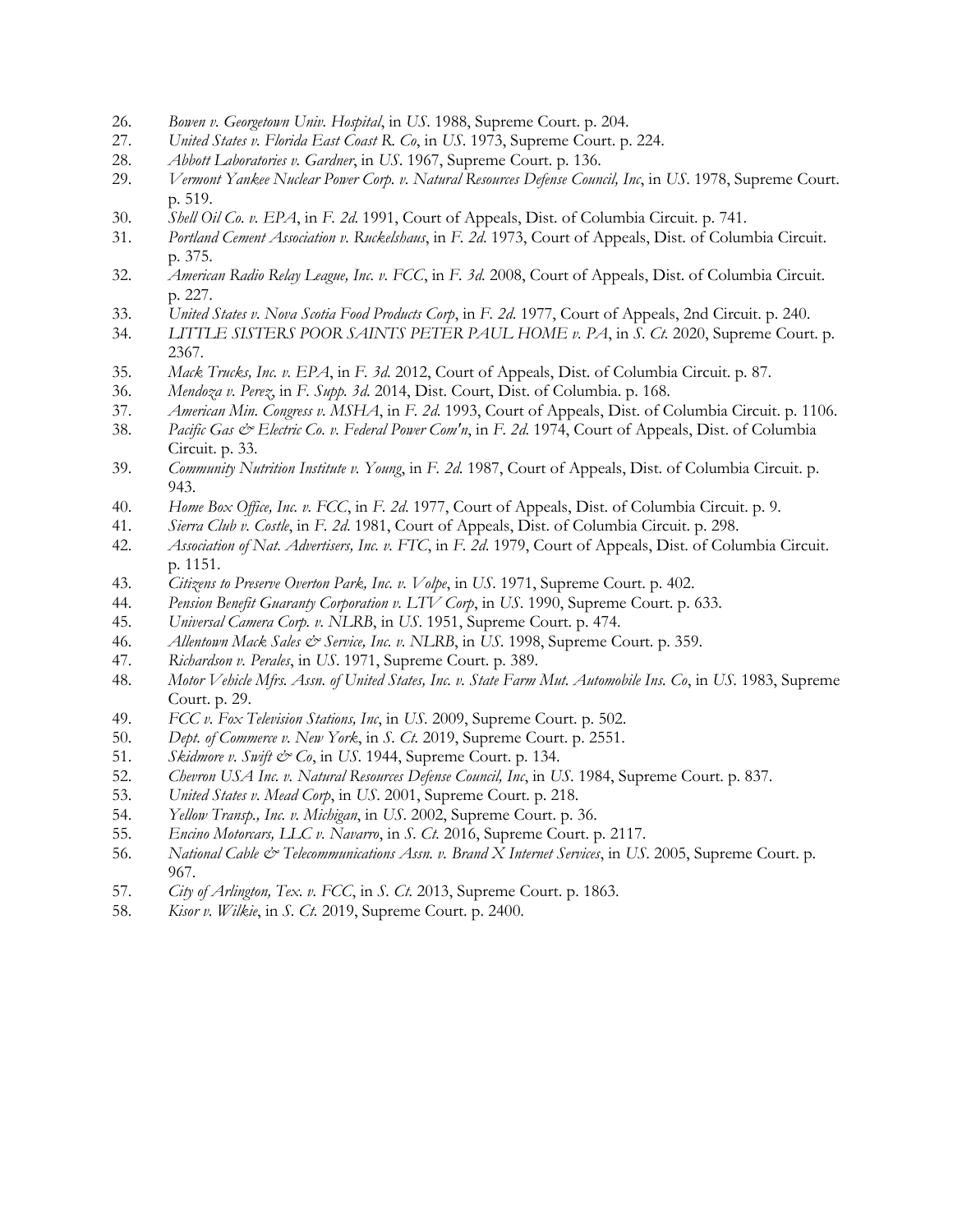26. *Bowen v. Georgetown Univ. Hospital*, in *US*. 1988, Supreme Court. p. 204.
27. *United States v. Florida East Coast R. Co*, in *US*. 1973, Supreme Court. p. 224.
28. *Abbott Laboratories v. Gardner*, in *US*. 1967, Supreme Court. p. 136.
29. *Vermont Yankee Nuclear Power Corp. v. Natural Resources Defense Council, Inc*, in *US*. 1978, Supreme Court. p. 519.
30. *Shell Oil Co. v. EPA*, in *F. 2d*. 1991, Court of Appeals, Dist. of Columbia Circuit. p. 741.
31. *Portland Cement Association v. Ruckelshaus*, in *F. 2d*. 1973, Court of Appeals, Dist. of Columbia Circuit. p. 375.
32. *American Radio Relay League, Inc. v. FCC*, in *F. 3d*. 2008, Court of Appeals, Dist. of Columbia Circuit. p. 227.
33. *United States v. Nova Scotia Food Products Corp*, in *F. 2d*. 1977, Court of Appeals, 2nd Circuit. p. 240.
34. *LITTLE SISTERS POOR SAINTS PETER PAUL HOME v. PA*, in *S. Ct.* 2020, Supreme Court. p. 2367.
35. *Mack Trucks, Inc. v. EPA*, in *F. 3d*. 2012, Court of Appeals, Dist. of Columbia Circuit. p. 87.
36. *Mendoza v. Perez*, in *F. Supp. 3d*. 2014, Dist. Court, Dist. of Columbia. p. 168.
37. *American Min. Congress v. MSHA*, in *F. 2d*. 1993, Court of Appeals, Dist. of Columbia Circuit. p. 1106.
38. *Pacific Gas & Electric Co. v. Federal Power Com'n*, in *F. 2d*. 1974, Court of Appeals, Dist. of Columbia Circuit. p. 33.
39. *Community Nutrition Institute v. Young*, in *F. 2d*. 1987, Court of Appeals, Dist. of Columbia Circuit. p. 943.
40. *Home Box Office, Inc. v. FCC*, in *F. 2d*. 1977, Court of Appeals, Dist. of Columbia Circuit. p. 9.
41. *Sierra Club v. Costle*, in *F. 2d*. 1981, Court of Appeals, Dist. of Columbia Circuit. p. 298.
42. *Association of Nat. Advertisers, Inc. v. FTC*, in *F. 2d*. 1979, Court of Appeals, Dist. of Columbia Circuit. p. 1151.
43. *Citizens to Preserve Overton Park, Inc. v. Volpe*, in *US*. 1971, Supreme Court. p. 402.
44. *Pension Benefit Guaranty Corporation v. LTV Corp*, in *US*. 1990, Supreme Court. p. 633.
45. *Universal Camera Corp. v. NLRB*, in *US*. 1951, Supreme Court. p. 474.
46. *Allentown Mack Sales & Service, Inc. v. NLRB*, in *US*. 1998, Supreme Court. p. 359.
47. *Richardson v. Perales*, in *US*. 1971, Supreme Court. p. 389.
48. *Motor Vehicle Mfrs. Assn. of United States, Inc. v. State Farm Mut. Automobile Ins. Co*, in *US*. 1983, Supreme Court. p. 29.
49. *FCC v. Fox Television Stations, Inc*, in *US*. 2009, Supreme Court. p. 502.
50. *Dept. of Commerce v. New York*, in *S. Ct.* 2019, Supreme Court. p. 2551.
51. *Skidmore v. Swift & Co*, in *US*. 1944, Supreme Court. p. 134.
52. *Chevron USA Inc. v. Natural Resources Defense Council, Inc*, in *US*. 1984, Supreme Court. p. 837.
53. *United States v. Mead Corp*, in *US*. 2001, Supreme Court. p. 218.
54. *Yellow Transp., Inc. v. Michigan*, in *US*. 2002, Supreme Court. p. 36.
55. *Encino Motorcars, LLC v. Navarro*, in *S. Ct.* 2016, Supreme Court. p. 2117.
56. *National Cable & Telecommunications Assn. v. Brand X Internet Services*, in *US*. 2005, Supreme Court. p. 967.
57. *City of Arlington, Tex. v. FCC*, in *S. Ct.* 2013, Supreme Court. p. 1863.
58. *Kisor v. Wilkie*, in *S. Ct.* 2019, Supreme Court. p. 2400.